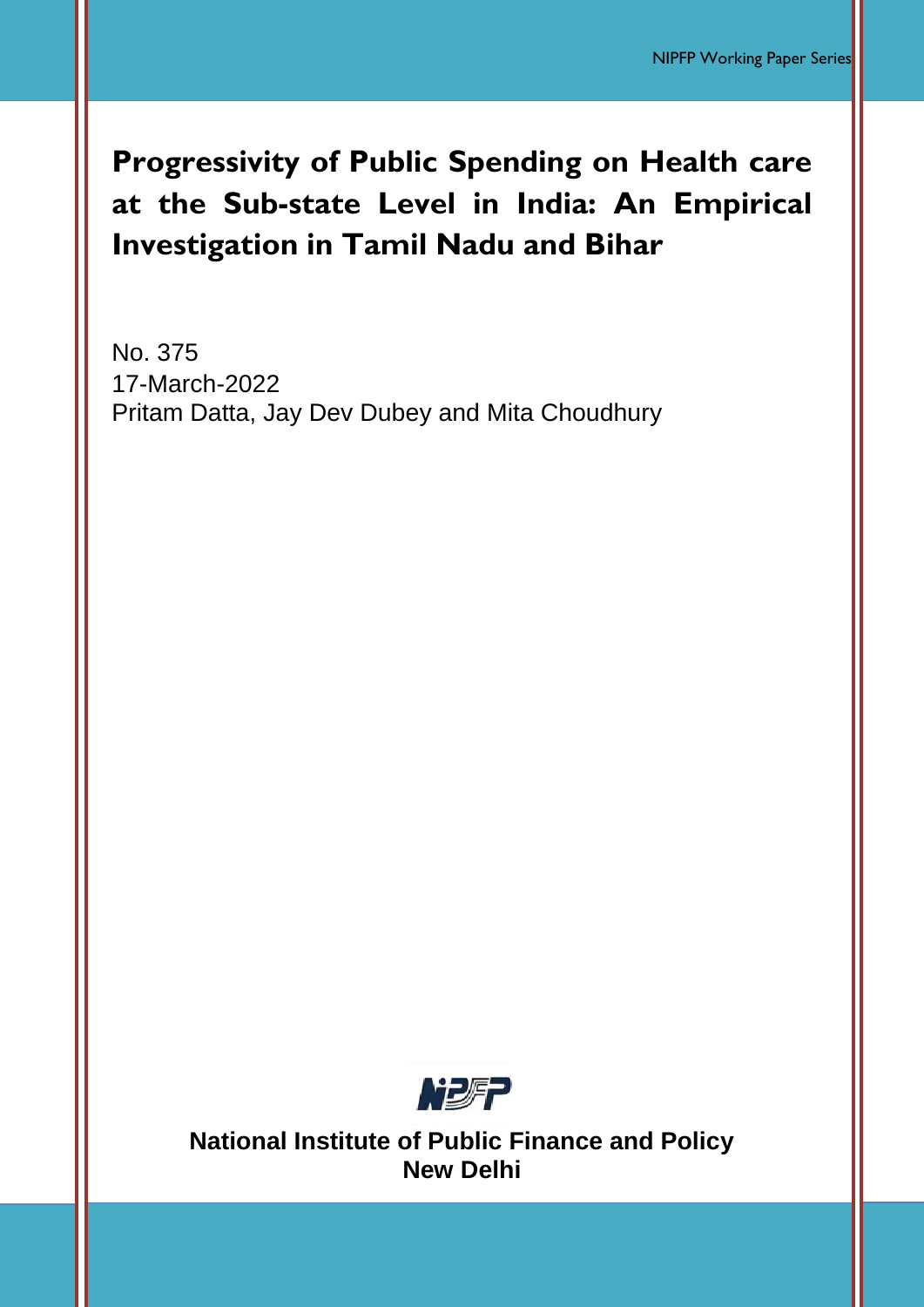NIPFP Working Paper Series

# Progressivity of Public Spending on Health care at the Sub-state Level in India: An Empirical Investigation in Tamil Nadu and Bihar

No. 375

17-March-2022

Pritam Datta, Jay Dev Dubey and Mita Choudhury

**National Institute of Public Finance and Policy**

**New Delhi**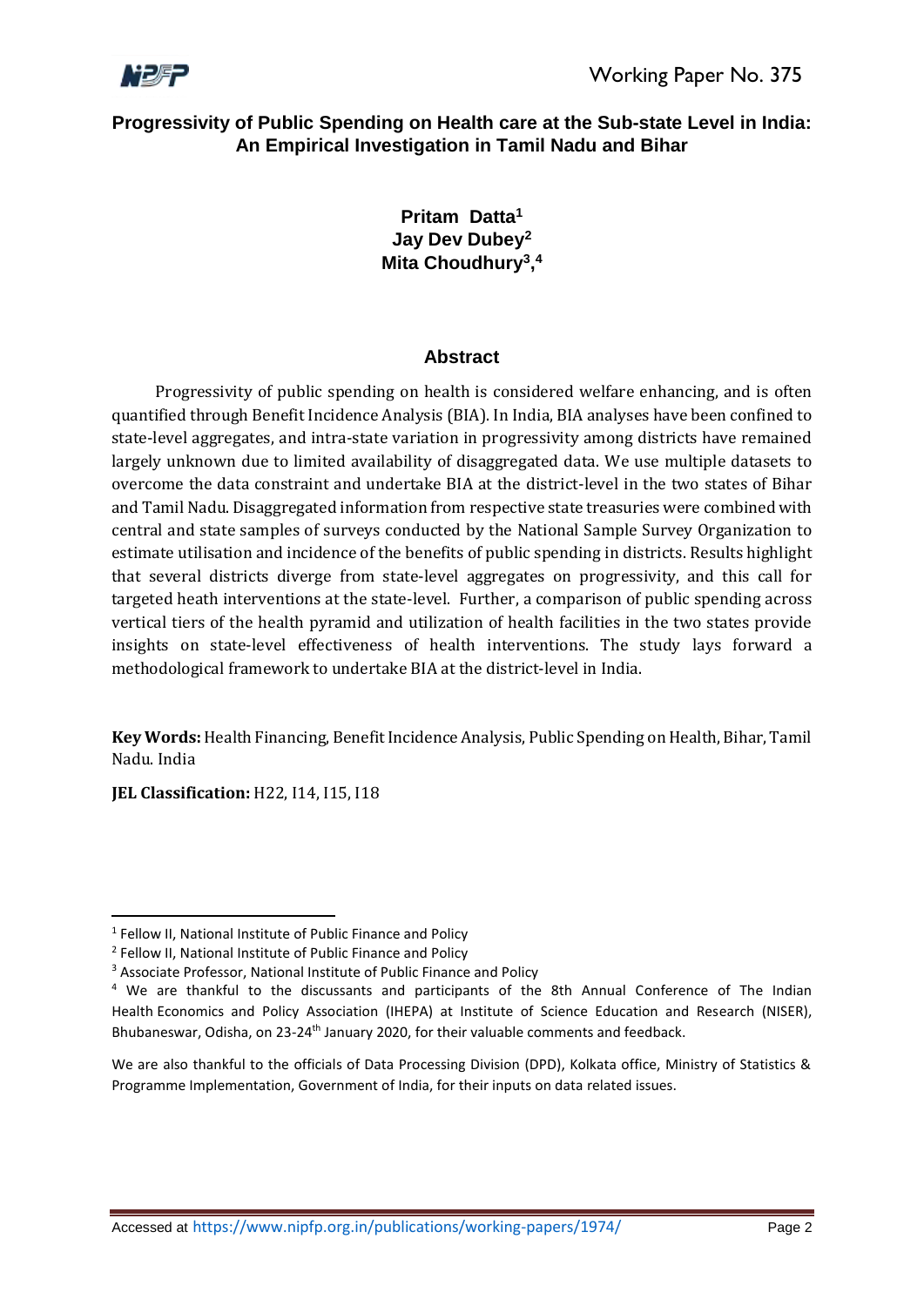# Progressivity of Public Spending on Health care at the Sub-state Level in India: An Empirical Investigation in Tamil Nadu and Bihar

**Pritam Datta**[1]
**Jay Dev Dubey**[2]
**Mita Choudhury**[3,4]

## Abstract

Progressivity of public spending on health is considered welfare enhancing, and is often quantified through Benefit Incidence Analysis (BIA). In India, BIA analyses have been confined to state-level aggregates, and intra-state variation in progressivity among districts have remained largely unknown due to limited availability of disaggregated data. We use multiple datasets to overcome the data constraint and undertake BIA at the district-level in the two states of Bihar and Tamil Nadu. Disaggregated information from respective state treasuries were combined with central and state samples of surveys conducted by the National Sample Survey Organization to estimate utilisation and incidence of the benefits of public spending in districts. Results highlight that several districts diverge from state-level aggregates on progressivity, and this call for targeted heath interventions at the state-level. Further, a comparison of public spending across vertical tiers of the health pyramid and utilization of health facilities in the two states provide insights on state-level effectiveness of health interventions. The study lays forward a methodological framework to undertake BIA at the district-level in India.

**Key Words:** Health Financing, Benefit Incidence Analysis, Public Spending on Health, Bihar, Tamil Nadu. India

**JEL Classification:** H22, I14, I15, I18

---

[1] Fellow II, National Institute of Public Finance and Policy

[2] Fellow II, National Institute of Public Finance and Policy

[3] Associate Professor, National Institute of Public Finance and Policy

[4] We are thankful to the discussants and participants of the 8th Annual Conference of The Indian Health Economics and Policy Association (IHEPA) at Institute of Science Education and Research (NISER), Bhubaneswar, Odisha, on 23-24th January 2020, for their valuable comments and feedback.

We are also thankful to the officials of Data Processing Division (DPD), Kolkata office, Ministry of Statistics & Programme Implementation, Government of India, for their inputs on data related issues.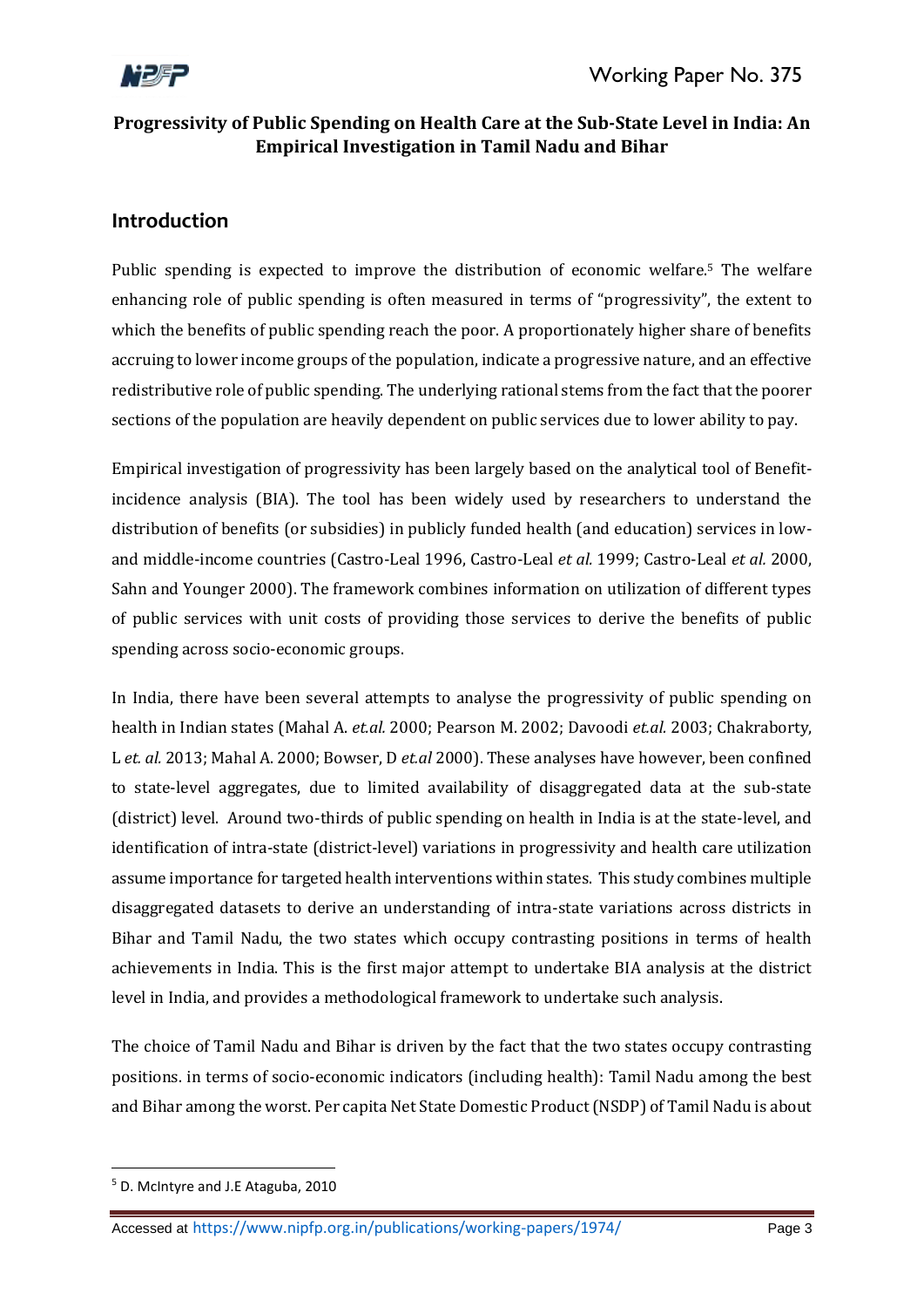**Progressivity of Public Spending on Health Care at the Sub-State Level in India: An Empirical Investigation in Tamil Nadu and Bihar**

## Introduction

Public spending is expected to improve the distribution of economic welfare.[5] The welfare enhancing role of public spending is often measured in terms of "progressivity", the extent to which the benefits of public spending reach the poor. A proportionately higher share of benefits accruing to lower income groups of the population, indicate a progressive nature, and an effective redistributive role of public spending. The underlying rational stems from the fact that the poorer sections of the population are heavily dependent on public services due to lower ability to pay.

Empirical investigation of progressivity has been largely based on the analytical tool of Benefit-incidence analysis (BIA). The tool has been widely used by researchers to understand the distribution of benefits (or subsidies) in publicly funded health (and education) services in low- and middle-income countries (Castro-Leal 1996, Castro-Leal *et al.* 1999; Castro-Leal *et al.* 2000, Sahn and Younger 2000). The framework combines information on utilization of different types of public services with unit costs of providing those services to derive the benefits of public spending across socio-economic groups.

In India, there have been several attempts to analyse the progressivity of public spending on health in Indian states (Mahal A. *et.al.* 2000; Pearson M. 2002; Davoodi *et.al.* 2003; Chakraborty, L *et. al.* 2013; Mahal A. 2000; Bowser, D *et.al* 2000). These analyses have however, been confined to state-level aggregates, due to limited availability of disaggregated data at the sub-state (district) level. Around two-thirds of public spending on health in India is at the state-level, and identification of intra-state (district-level) variations in progressivity and health care utilization assume importance for targeted health interventions within states. This study combines multiple disaggregated datasets to derive an understanding of intra-state variations across districts in Bihar and Tamil Nadu, the two states which occupy contrasting positions in terms of health achievements in India. This is the first major attempt to undertake BIA analysis at the district level in India, and provides a methodological framework to undertake such analysis.

The choice of Tamil Nadu and Bihar is driven by the fact that the two states occupy contrasting positions. in terms of socio-economic indicators (including health): Tamil Nadu among the best and Bihar among the worst. Per capita Net State Domestic Product (NSDP) of Tamil Nadu is about

[5] D. McIntyre and J.E Ataguba, 2010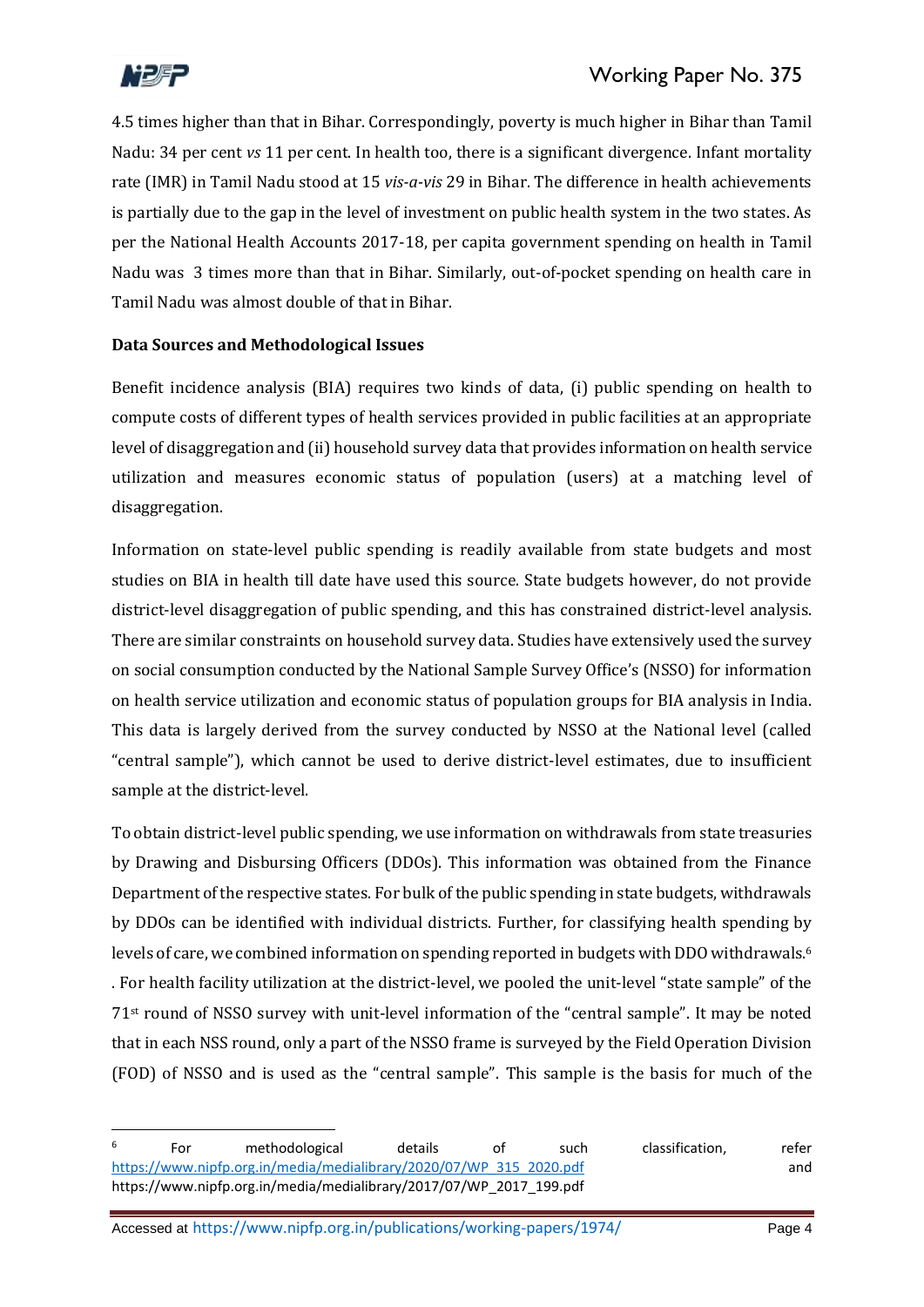4.5 times higher than that in Bihar. Correspondingly, poverty is much higher in Bihar than Tamil Nadu: 34 per cent *vs* 11 per cent. In health too, there is a significant divergence. Infant mortality rate (IMR) in Tamil Nadu stood at 15 *vis-a-vis* 29 in Bihar. The difference in health achievements is partially due to the gap in the level of investment on public health system in the two states. As per the National Health Accounts 2017-18, per capita government spending on health in Tamil Nadu was 3 times more than that in Bihar. Similarly, out-of-pocket spending on health care in Tamil Nadu was almost double of that in Bihar.

**Data Sources and Methodological Issues**

Benefit incidence analysis (BIA) requires two kinds of data, (i) public spending on health to compute costs of different types of health services provided in public facilities at an appropriate level of disaggregation and (ii) household survey data that provides information on health service utilization and measures economic status of population (users) at a matching level of disaggregation.

Information on state-level public spending is readily available from state budgets and most studies on BIA in health till date have used this source. State budgets however, do not provide district-level disaggregation of public spending, and this has constrained district-level analysis. There are similar constraints on household survey data. Studies have extensively used the survey on social consumption conducted by the National Sample Survey Office's (NSSO) for information on health service utilization and economic status of population groups for BIA analysis in India. This data is largely derived from the survey conducted by NSSO at the National level (called "central sample"), which cannot be used to derive district-level estimates, due to insufficient sample at the district-level.

To obtain district-level public spending, we use information on withdrawals from state treasuries by Drawing and Disbursing Officers (DDOs). This information was obtained from the Finance Department of the respective states. For bulk of the public spending in state budgets, withdrawals by DDOs can be identified with individual districts. Further, for classifying health spending by levels of care, we combined information on spending reported in budgets with DDO withdrawals.[6] . For health facility utilization at the district-level, we pooled the unit-level "state sample" of the 71st round of NSSO survey with unit-level information of the "central sample". It may be noted that in each NSS round, only a part of the NSSO frame is surveyed by the Field Operation Division (FOD) of NSSO and is used as the "central sample". This sample is the basis for much of the

[6] For methodological details of such classification, refer https://www.nipfp.org.in/media/medialibrary/2020/07/WP_315_2020.pdf and https://www.nipfp.org.in/media/medialibrary/2017/07/WP_2017_199.pdf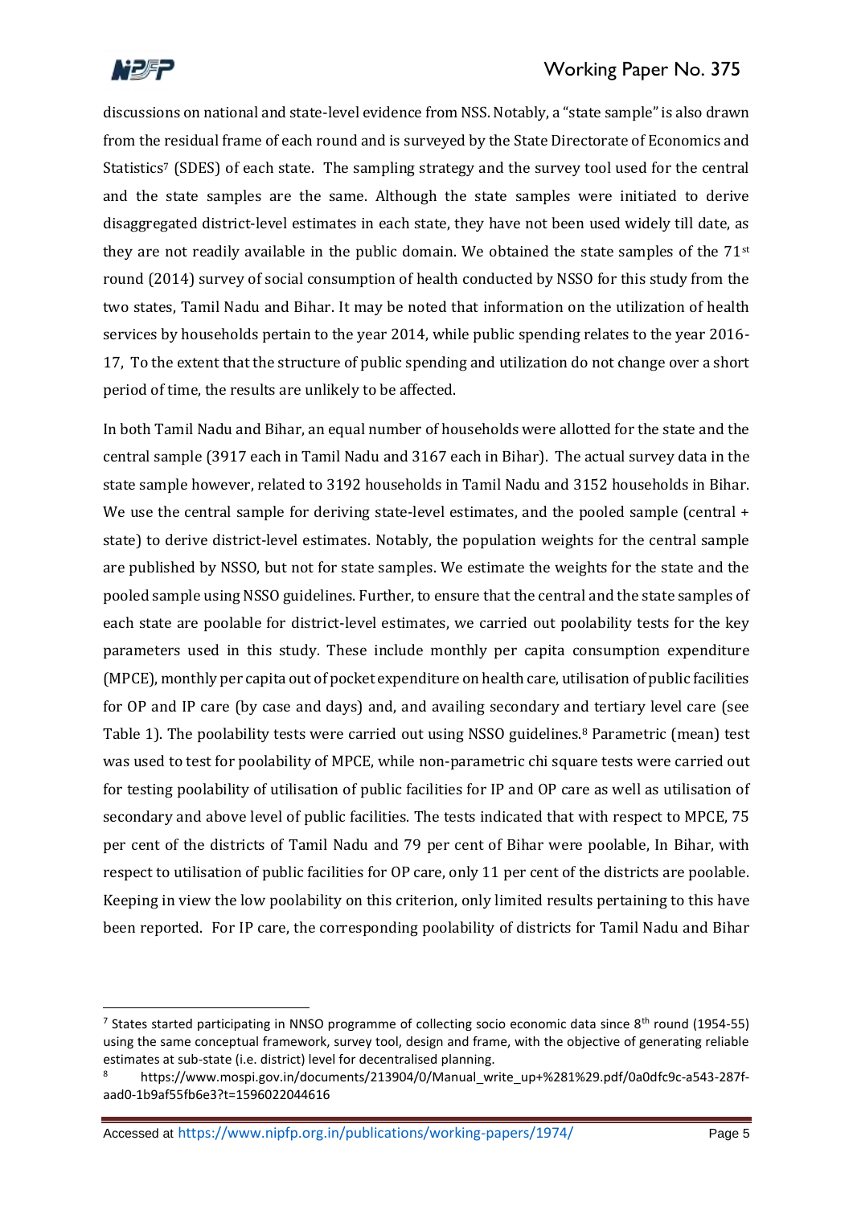discussions on national and state-level evidence from NSS. Notably, a "state sample" is also drawn from the residual frame of each round and is surveyed by the State Directorate of Economics and Statistics[7] (SDES) of each state. The sampling strategy and the survey tool used for the central and the state samples are the same. Although the state samples were initiated to derive disaggregated district-level estimates in each state, they have not been used widely till date, as they are not readily available in the public domain. We obtained the state samples of the 71st round (2014) survey of social consumption of health conducted by NSSO for this study from the two states, Tamil Nadu and Bihar. It may be noted that information on the utilization of health services by households pertain to the year 2014, while public spending relates to the year 2016-17, To the extent that the structure of public spending and utilization do not change over a short period of time, the results are unlikely to be affected.

In both Tamil Nadu and Bihar, an equal number of households were allotted for the state and the central sample (3917 each in Tamil Nadu and 3167 each in Bihar). The actual survey data in the state sample however, related to 3192 households in Tamil Nadu and 3152 households in Bihar. We use the central sample for deriving state-level estimates, and the pooled sample (central + state) to derive district-level estimates. Notably, the population weights for the central sample are published by NSSO, but not for state samples. We estimate the weights for the state and the pooled sample using NSSO guidelines. Further, to ensure that the central and the state samples of each state are poolable for district-level estimates, we carried out poolability tests for the key parameters used in this study. These include monthly per capita consumption expenditure (MPCE), monthly per capita out of pocket expenditure on health care, utilisation of public facilities for OP and IP care (by case and days) and, and availing secondary and tertiary level care (see Table 1). The poolability tests were carried out using NSSO guidelines.[8] Parametric (mean) test was used to test for poolability of MPCE, while non-parametric chi square tests were carried out for testing poolability of utilisation of public facilities for IP and OP care as well as utilisation of secondary and above level of public facilities. The tests indicated that with respect to MPCE, 75 per cent of the districts of Tamil Nadu and 79 per cent of Bihar were poolable, In Bihar, with respect to utilisation of public facilities for OP care, only 11 per cent of the districts are poolable. Keeping in view the low poolability on this criterion, only limited results pertaining to this have been reported. For IP care, the corresponding poolability of districts for Tamil Nadu and Bihar

---

[7] States started participating in NNSO programme of collecting socio economic data since 8th round (1954-55) using the same conceptual framework, survey tool, design and frame, with the objective of generating reliable estimates at sub-state (i.e. district) level for decentralised planning.

[8] https://www.mospi.gov.in/documents/213904/0/Manual_write_up+%281%29.pdf/0a0dfc9c-a543-287f-aad0-1b9af55fb6e3?t=1596022044616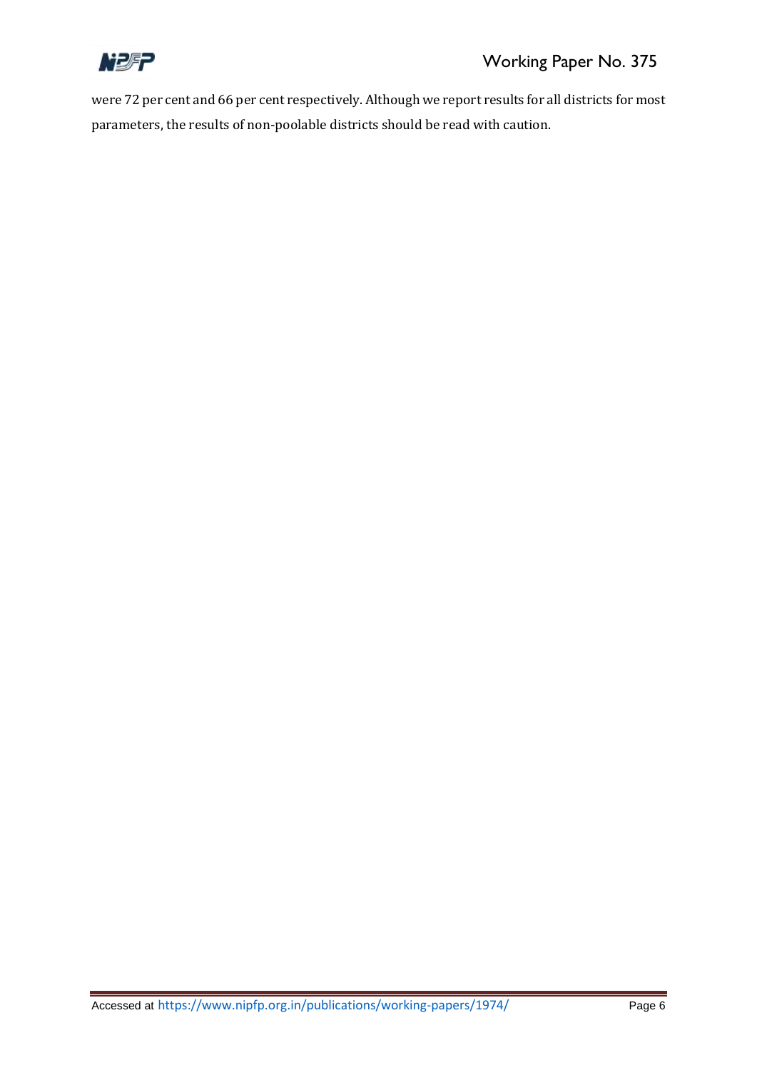were 72 per cent and 66 per cent respectively. Although we report results for all districts for most parameters, the results of non-poolable districts should be read with caution.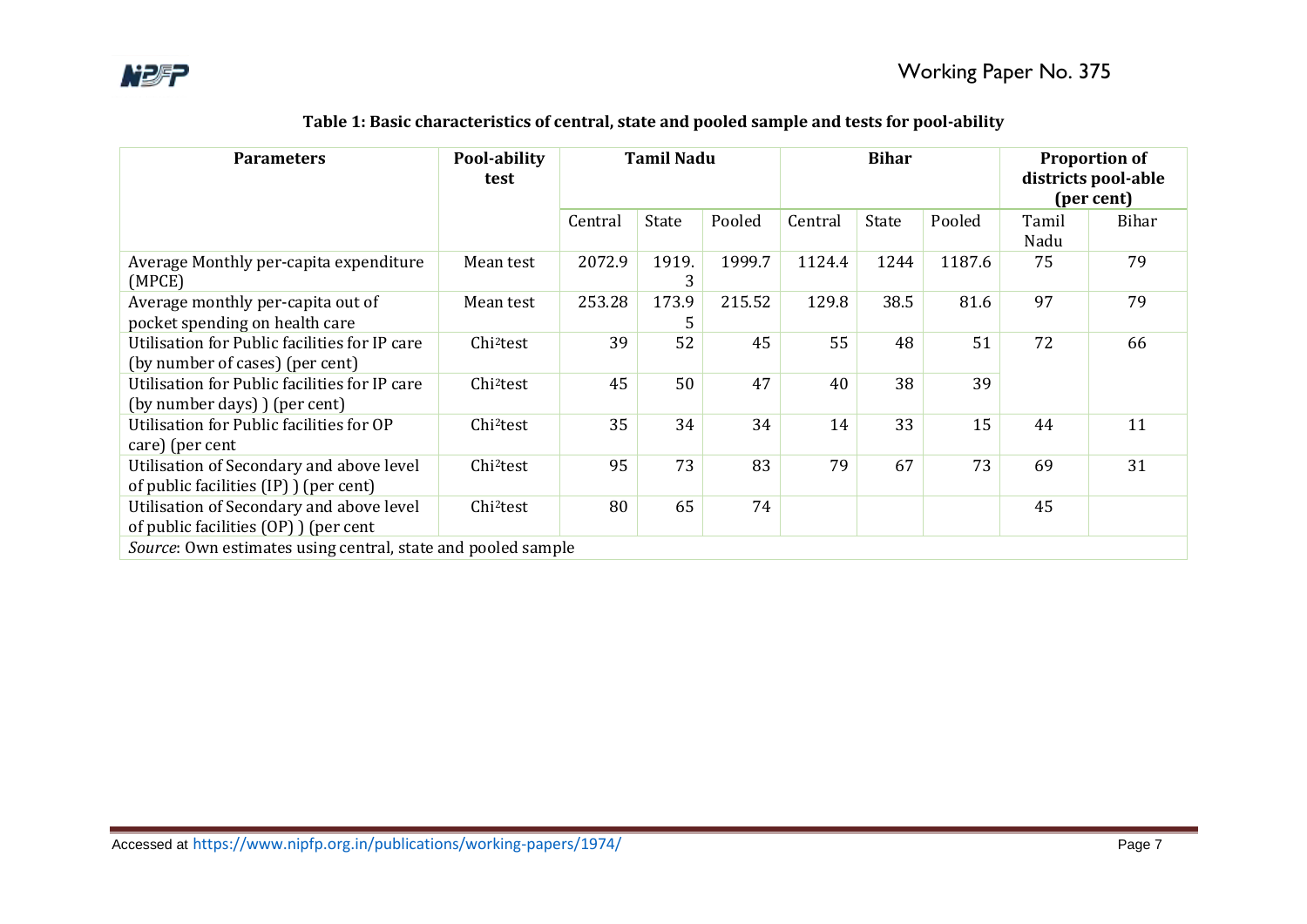**Table 1: Basic characteristics of central, state and pooled sample and tests for pool-ability**

| Parameters | Pool-ability test | Tamil Nadu | | | Bihar | | | Proportion of districts pool-able (per cent) | |
|---|---|---|---|---|---|---|---|---|---|
| | | Central | State | Pooled | Central | State | Pooled | Tamil Nadu | Bihar |
| Average Monthly per-capita expenditure (MPCE) | Mean test | 2072.9 | 1919.3 | 1999.7 | 1124.4 | 1244 | 1187.6 | 75 | 79 |
| Average monthly per-capita out of pocket spending on health care | Mean test | 253.28 | 173.95 | 215.52 | 129.8 | 38.5 | 81.6 | 97 | 79 |
| Utilisation for Public facilities for IP care (by number of cases) (per cent) | $Chi^2$test | 39 | 52 | 45 | 55 | 48 | 51 | 72 | 66 |
| Utilisation for Public facilities for IP care (by number days) ) (per cent) | $Chi^2$test | 45 | 50 | 47 | 40 | 38 | 39 | | |
| Utilisation for Public facilities for OP care) (per cent | $Chi^2$test | 35 | 34 | 34 | 14 | 33 | 15 | 44 | 11 |
| Utilisation of Secondary and above level of public facilities (IP) ) (per cent) | $Chi^2$test | 95 | 73 | 83 | 79 | 67 | 73 | 69 | 31 |
| Utilisation of Secondary and above level of public facilities (OP) ) (per cent | $Chi^2$test | 80 | 65 | 74 | | | | 45 | |

*Source*: Own estimates using central, state and pooled sample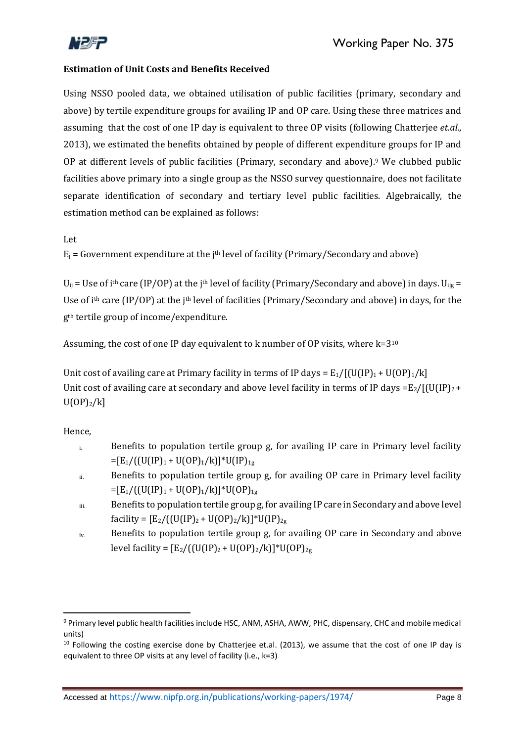**Estimation of Unit Costs and Benefits Received**

Using NSSO pooled data, we obtained utilisation of public facilities (primary, secondary and above) by tertile expenditure groups for availing IP and OP care. Using these three matrices and assuming that the cost of one IP day is equivalent to three OP visits (following Chatterjee *et.al.*, 2013), we estimated the benefits obtained by people of different expenditure groups for IP and OP at different levels of public facilities (Primary, secondary and above).[9] We clubbed public facilities above primary into a single group as the NSSO survey questionnaire, does not facilitate separate identification of secondary and tertiary level public facilities. Algebraically, the estimation method can be explained as follows:

Let

$E_j$ = Government expenditure at the $j^{th}$ level of facility (Primary/Secondary and above)

$U_{ij}$ = Use of $i^{th}$ care (IP/OP) at the $j^{th}$ level of facility (Primary/Secondary and above) in days. $U_{ijg}$ = Use of $i^{th}$ care (IP/OP) at the $j^{th}$ level of facilities (Primary/Secondary and above) in days, for the $g^{th}$ tertile group of income/expenditure.

Assuming, the cost of one IP day equivalent to k number of OP visits, where k=3[10]

Unit cost of availing care at Primary facility in terms of IP days = $E_1/[(U(IP)_1 + U(OP)_1/k]$
Unit cost of availing care at secondary and above level facility in terms of IP days =$E_2/[(U(IP)_2 + U(OP)_2/k]$

Hence,

i. Benefits to population tertile group g, for availing IP care in Primary level facility =$[E_1/((U(IP)_1 + U(OP)_1/k)]*U(IP)_{1g}$
ii. Benefits to population tertile group g, for availing OP care in Primary level facility =$[E_1/((U(IP)_1 + U(OP)_1/k)]*U(OP)_{1g}$
iii. Benefits to population tertile group g, for availing IP care in Secondary and above level facility = $[E_2/((U(IP)_2 + U(OP)_2/k)]*U(IP)_{2g}$
iv. Benefits to population tertile group g, for availing OP care in Secondary and above level facility = $[E_2/((U(IP)_2 + U(OP)_2/k)]*U(OP)_{2g}$

---

[9] Primary level public health facilities include HSC, ANM, ASHA, AWW, PHC, dispensary, CHC and mobile medical units)

[10] Following the costing exercise done by Chatterjee et.al. (2013), we assume that the cost of one IP day is equivalent to three OP visits at any level of facility (i.e., k=3)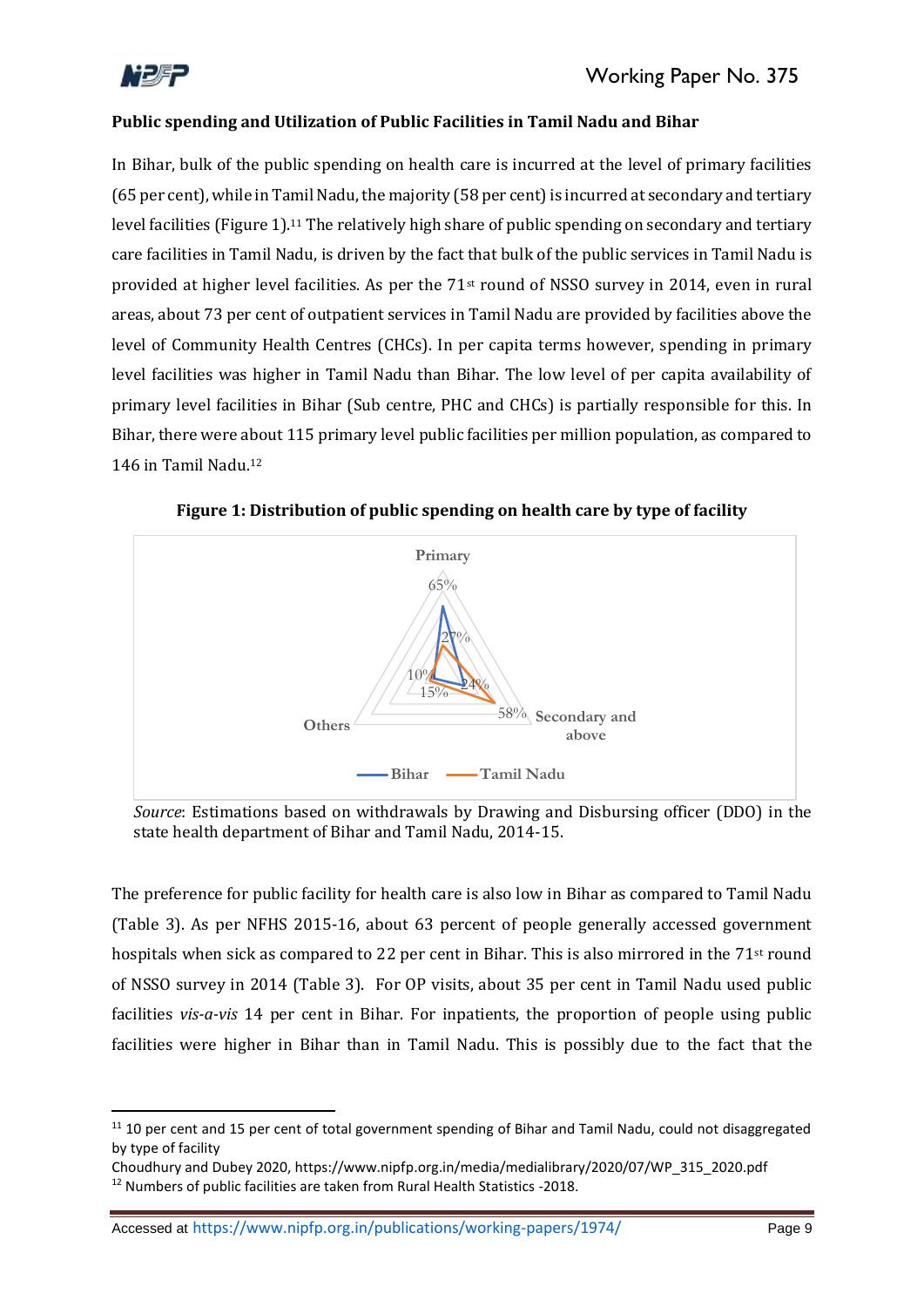**Public spending and Utilization of Public Facilities in Tamil Nadu and Bihar**

In Bihar, bulk of the public spending on health care is incurred at the level of primary facilities (65 per cent), while in Tamil Nadu, the majority (58 per cent) is incurred at secondary and tertiary level facilities (Figure 1).[11] The relatively high share of public spending on secondary and tertiary care facilities in Tamil Nadu, is driven by the fact that bulk of the public services in Tamil Nadu is provided at higher level facilities. As per the 71st round of NSSO survey in 2014, even in rural areas, about 73 per cent of outpatient services in Tamil Nadu are provided by facilities above the level of Community Health Centres (CHCs). In per capita terms however, spending in primary level facilities was higher in Tamil Nadu than Bihar. The low level of per capita availability of primary level facilities in Bihar (Sub centre, PHC and CHCs) is partially responsible for this. In Bihar, there were about 115 primary level public facilities per million population, as compared to 146 in Tamil Nadu.[12]

**Figure 1: Distribution of public spending on health care by type of facility**

Primary
65%
27%
10%
15%
24%
58%
Secondary and above
Others
Bihar
Tamil Nadu

*Source*: Estimations based on withdrawals by Drawing and Disbursing officer (DDO) in the state health department of Bihar and Tamil Nadu, 2014-15.

The preference for public facility for health care is also low in Bihar as compared to Tamil Nadu (Table 3). As per NFHS 2015-16, about 63 percent of people generally accessed government hospitals when sick as compared to 22 per cent in Bihar. This is also mirrored in the 71st round of NSSO survey in 2014 (Table 3). For OP visits, about 35 per cent in Tamil Nadu used public facilities *vis-a-vis* 14 per cent in Bihar. For inpatients, the proportion of people using public facilities were higher in Bihar than in Tamil Nadu. This is possibly due to the fact that the

---

[11] 10 per cent and 15 per cent of total government spending of Bihar and Tamil Nadu, could not disaggregated by type of facility

Choudhury and Dubey 2020, https://www.nipfp.org.in/media/medialibrary/2020/07/WP_315_2020.pdf

[12] Numbers of public facilities are taken from Rural Health Statistics -2018.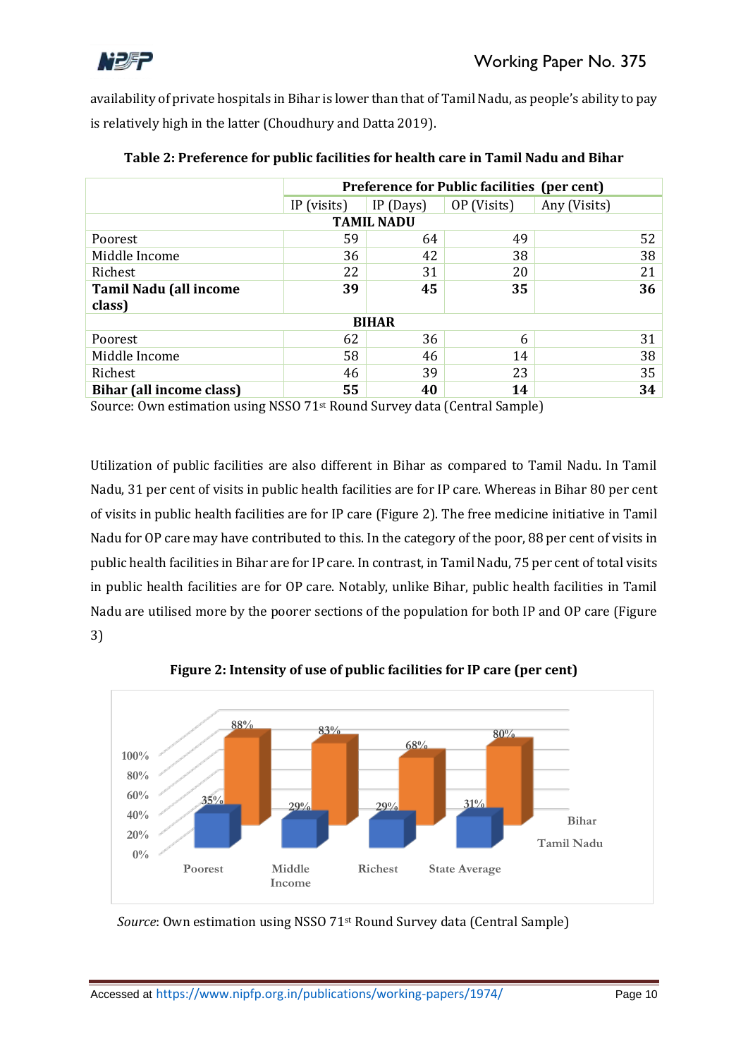availability of private hospitals in Bihar is lower than that of Tamil Nadu, as people's ability to pay is relatively high in the latter (Choudhury and Datta 2019).

**Table 2: Preference for public facilities for health care in Tamil Nadu and Bihar**

| | Preference for Public facilities (per cent) | | | |
|---|---|---|---|---|
| | IP (visits) | IP (Days) | OP (Visits) | Any (Visits) |
| **TAMIL NADU** | | | | |
| Poorest | 59 | 64 | 49 | 52 |
| Middle Income | 36 | 42 | 38 | 38 |
| Richest | 22 | 31 | 20 | 21 |
| **Tamil Nadu (all income class)** | **39** | **45** | **35** | **36** |
| **BIHAR** | | | | |
| Poorest | 62 | 36 | 6 | 31 |
| Middle Income | 58 | 46 | 14 | 38 |
| Richest | 46 | 39 | 23 | 35 |
| **Bihar (all income class)** | **55** | **40** | **14** | **34** |

Source: Own estimation using NSSO 71st Round Survey data (Central Sample)

Utilization of public facilities are also different in Bihar as compared to Tamil Nadu. In Tamil Nadu, 31 per cent of visits in public health facilities are for IP care. Whereas in Bihar 80 per cent of visits in public health facilities are for IP care (Figure 2). The free medicine initiative in Tamil Nadu for OP care may have contributed to this. In the category of the poor, 88 per cent of visits in public health facilities in Bihar are for IP care. In contrast, in Tamil Nadu, 75 per cent of total visits in public health facilities are for OP care. Notably, unlike Bihar, public health facilities in Tamil Nadu are utilised more by the poorer sections of the population for both IP and OP care (Figure 3)

**Figure 2: Intensity of use of public facilities for IP care (per cent)**

100%
80%
60%
40%
20%
0%

88%
83%
68%
80%
35%
29%
29%
31%

Poorest
Middle Income
Richest
State Average

Bihar
Tamil Nadu

*Source*: Own estimation using NSSO 71st Round Survey data (Central Sample)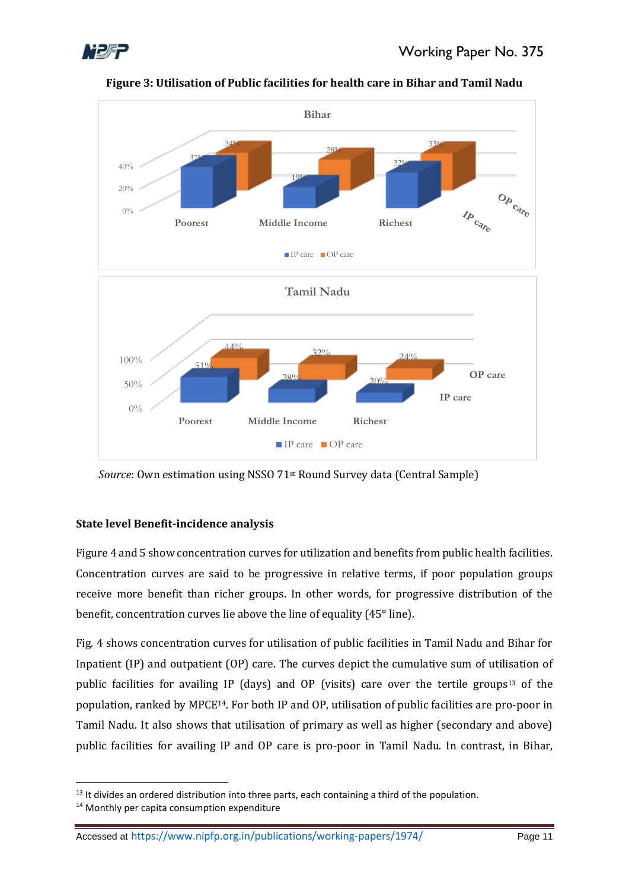**Figure 3: Utilisation of Public facilities for health care in Bihar and Tamil Nadu**

Bihar

40%
20%
0%

37%
34%
19%
28%
32%
33%

Poorest
Middle Income
Richest

IP care
OP care

IP care
OP care

Tamil Nadu

100%
50%
0%

51%
44%
28%
32%
20%
24%

Poorest
Middle Income
Richest

IP care
OP care

IP care
OP care

*Source*: Own estimation using NSSO 71st Round Survey data (Central Sample)

### State level Benefit-incidence analysis

Figure 4 and 5 show concentration curves for utilization and benefits from public health facilities. Concentration curves are said to be progressive in relative terms, if poor population groups receive more benefit than richer groups. In other words, for progressive distribution of the benefit, concentration curves lie above the line of equality (45° line).

Fig. 4 shows concentration curves for utilisation of public facilities in Tamil Nadu and Bihar for Inpatient (IP) and outpatient (OP) care. The curves depict the cumulative sum of utilisation of public facilities for availing IP (days) and OP (visits) care over the tertile groups[13] of the population, ranked by MPCE[14]. For both IP and OP, utilisation of public facilities are pro-poor in Tamil Nadu. It also shows that utilisation of primary as well as higher (secondary and above) public facilities for availing IP and OP care is pro-poor in Tamil Nadu. In contrast, in Bihar,

[13] It divides an ordered distribution into three parts, each containing a third of the population.

[14] Monthly per capita consumption expenditure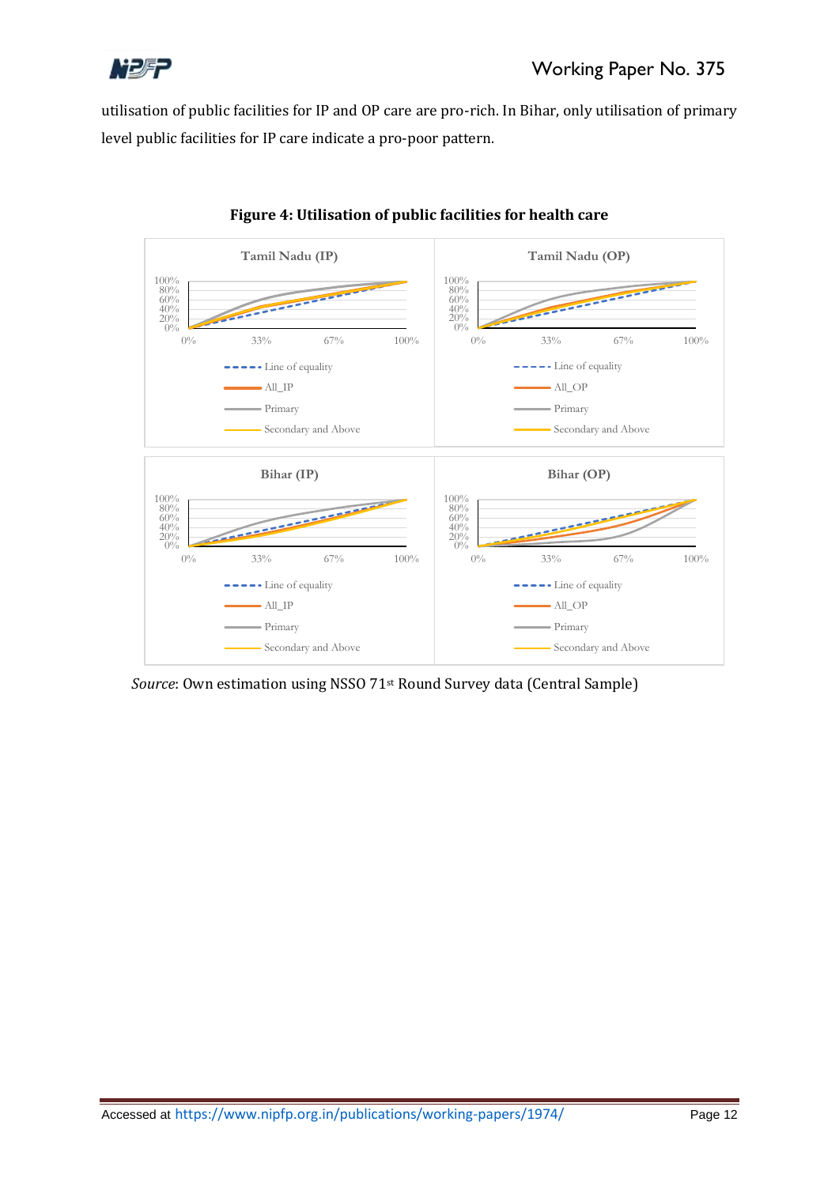utilisation of public facilities for IP and OP care are pro-rich. In Bihar, only utilisation of primary level public facilities for IP care indicate a pro-poor pattern.

**Figure 4: Utilisation of public facilities for health care**

*Source*: Own estimation using NSSO 71[st] Round Survey data (Central Sample)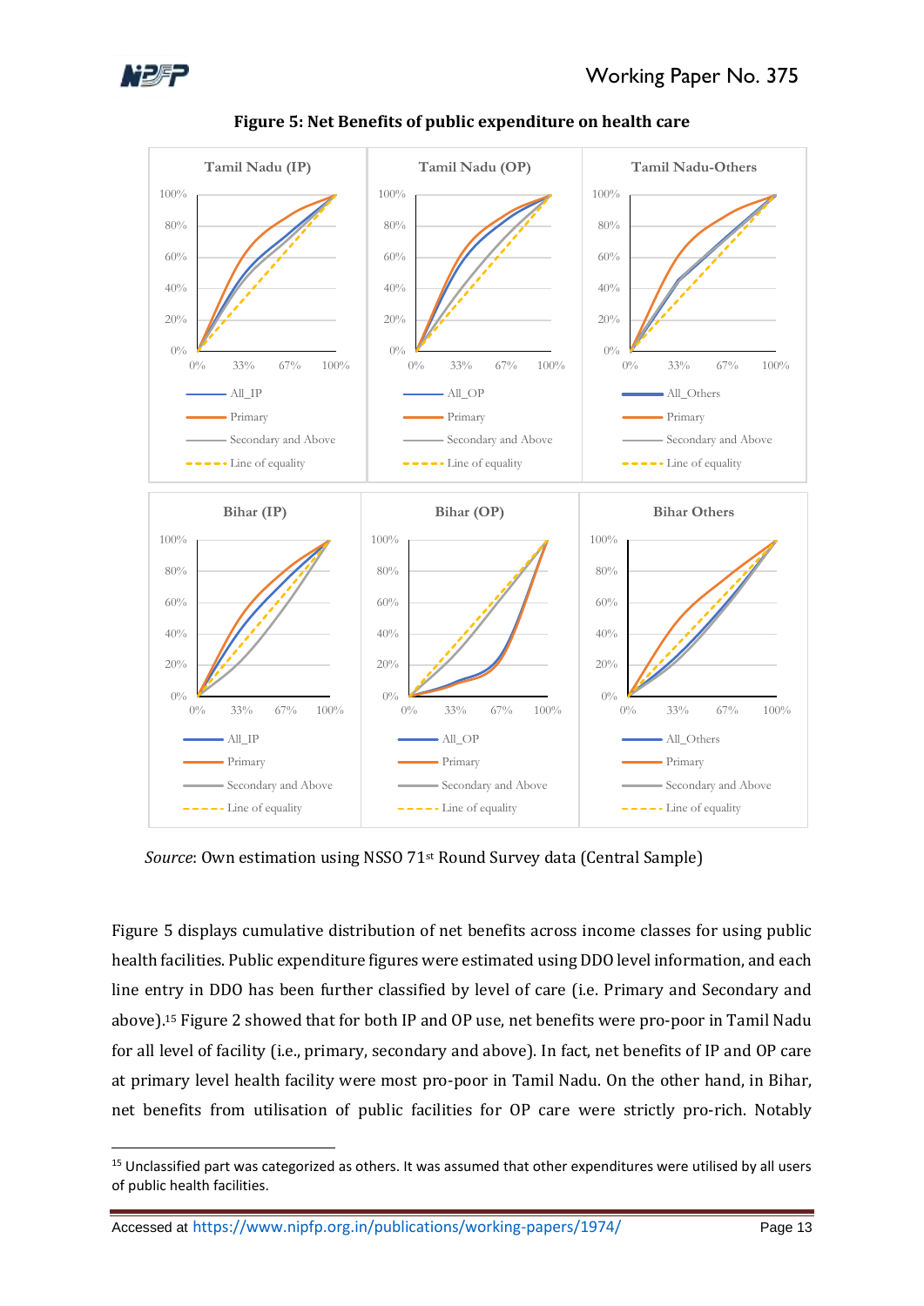**Figure 5: Net Benefits of public expenditure on health care**

Tamil Nadu (IP)

100%
80%
60%
40%
20%
0%
0% 33% 67% 100%

All_IP
Primary
Secondary and Above
Line of equality

Tamil Nadu (OP)

100%
80%
60%
40%
20%
0%
0% 33% 67% 100%

All_OP
Primary
Secondary and Above
Line of equality

Tamil Nadu-Others

100%
80%
60%
40%
20%
0%
0% 33% 67% 100%

All_Others
Primary
Secondary and Above
Line of equality

Bihar (IP)

100%
80%
60%
40%
20%
0%
0% 33% 67% 100%

All_IP
Primary
Secondary and Above
Line of equality

Bihar (OP)

100%
80%
60%
40%
20%
0%
0% 33% 67% 100%

All_OP
Primary
Secondary and Above
Line of equality

Bihar Others

100%
80%
60%
40%
20%
0%
0% 33% 67% 100%

All_Others
Primary
Secondary and Above
Line of equality

*Source*: Own estimation using NSSO 71st Round Survey data (Central Sample)

Figure 5 displays cumulative distribution of net benefits across income classes for using public health facilities. Public expenditure figures were estimated using DDO level information, and each line entry in DDO has been further classified by level of care (i.e. Primary and Secondary and above).[15] Figure 2 showed that for both IP and OP use, net benefits were pro-poor in Tamil Nadu for all level of facility (i.e., primary, secondary and above). In fact, net benefits of IP and OP care at primary level health facility were most pro-poor in Tamil Nadu. On the other hand, in Bihar, net benefits from utilisation of public facilities for OP care were strictly pro-rich. Notably

[15] Unclassified part was categorized as others. It was assumed that other expenditures were utilised by all users of public health facilities.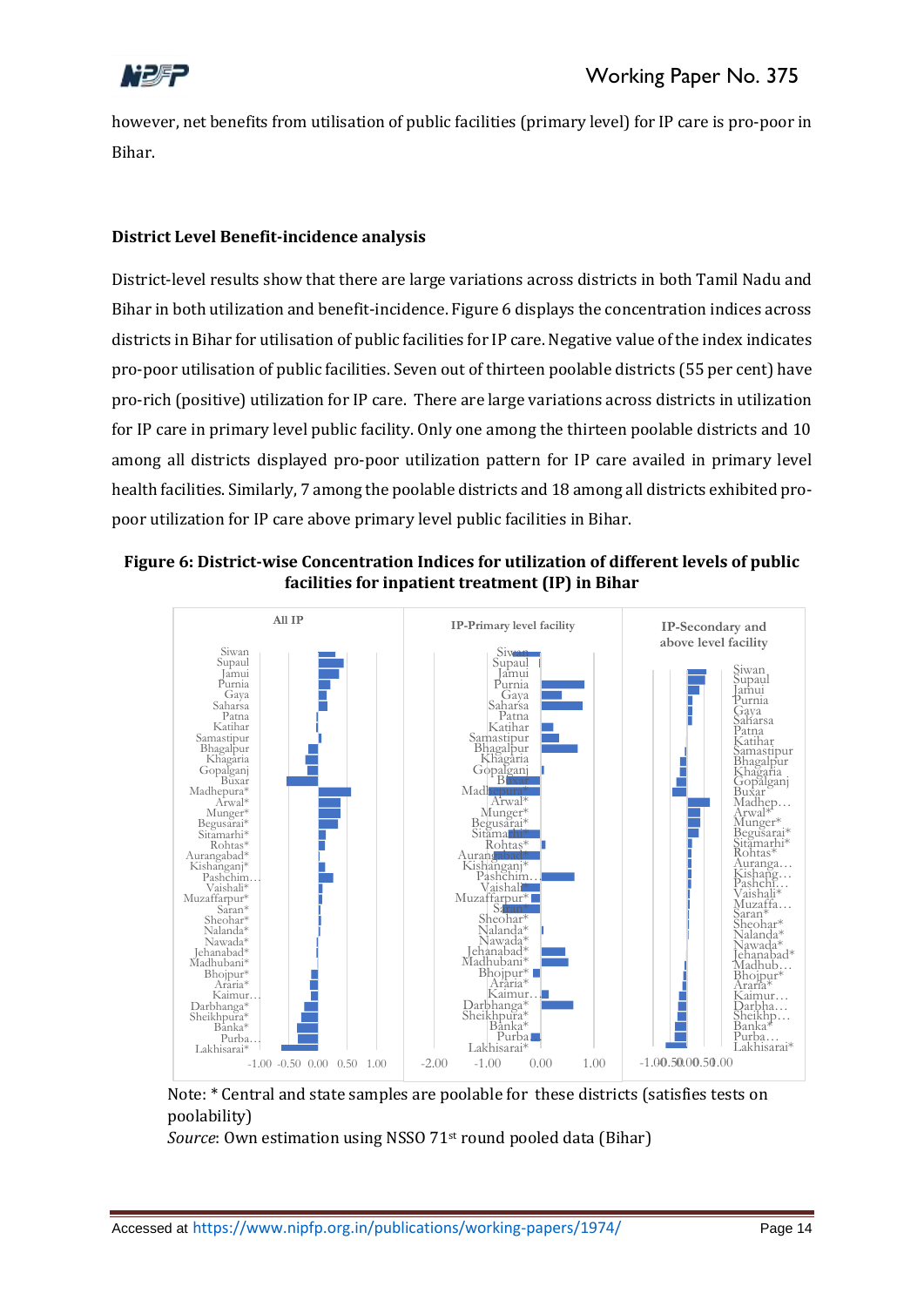however, net benefits from utilisation of public facilities (primary level) for IP care is pro-poor in Bihar.

### District Level Benefit-incidence analysis

District-level results show that there are large variations across districts in both Tamil Nadu and Bihar in both utilization and benefit-incidence. Figure 6 displays the concentration indices across districts in Bihar for utilisation of public facilities for IP care. Negative value of the index indicates pro-poor utilisation of public facilities. Seven out of thirteen poolable districts (55 per cent) have pro-rich (positive) utilization for IP care. There are large variations across districts in utilization for IP care in primary level public facility. Only one among the thirteen poolable districts and 10 among all districts displayed pro-poor utilization pattern for IP care availed in primary level health facilities. Similarly, 7 among the poolable districts and 18 among all districts exhibited pro-poor utilization for IP care above primary level public facilities in Bihar.

**Figure 6: District-wise Concentration Indices for utilization of different levels of public facilities for inpatient treatment (IP) in Bihar**

All IP

IP-Primary level facility

IP-Secondary and above level facility

Siwan, Supaul, Jamui, Purnia, Gaya, Saharsa, Patna, Katihar, Samastipur, Bhagalpur, Khagaria, Gopalganj, Buxar, Madhepura*, Arwal*, Munger*, Begusarai*, Sitamarhi*, Rohtas*, Aurangabad*, Kishanganj*, Pashchim..., Vaishali*, Muzaffarpur*, Saran*, Sheohar*, Nalanda*, Nawada*, Jehanabad*, Madhubani*, Bhojpur*, Araria*, Kaimur..., Darbhanga*, Sheikhpura*, Banka*, Purba..., Lakhisarai*

-1.00 -0.50 0.00 0.50 1.00

-2.00 -1.00 0.00 1.00

-1.00 -0.50 0.00 0.50 1.00

Note: * Central and state samples are poolable for these districts (satisfies tests on poolability)

*Source*: Own estimation using NSSO 71st round pooled data (Bihar)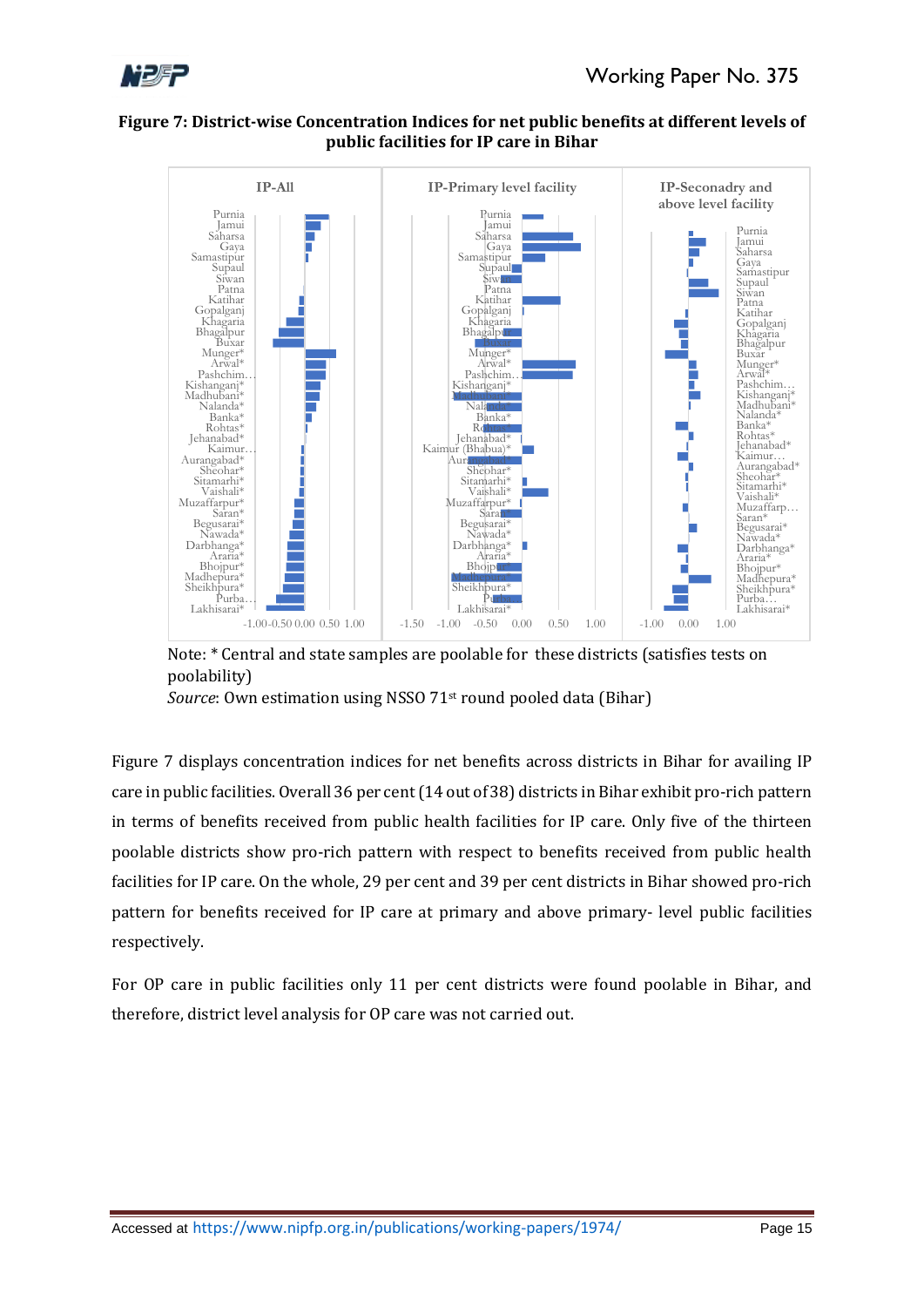**Figure 7: District-wise Concentration Indices for net public benefits at different levels of public facilities for IP care in Bihar**

IP-All

Purnia
Jamui
Saharsa
Gaya
Samastipur
Supaul
Siwan
Patna
Katihar
Gopalganj
Khagaria
Bhagalpur
Buxar
Munger*
Arwal*
Pashchim…
Kishanganj*
Madhubani*
Nalanda*
Banka*
Rohtas*
Jehanabad*
Kaimur…
Aurangabad*
Sheohar*
Sitamarhi*
Vaishali*
Muzaffarpur*
Saran*
Begusarai*
Nawada*
Darbhanga*
Araria*
Bhojpur*
Madhepura*
Sheikhpura*
Purba…
Lakhisarai*

-1.00 -0.50 0.00 0.50 1.00

IP-Primary level facility

Purnia
Jamui
Saharsa
Gaya
Samastipur
Supaul
Siwan
Patna
Katihar
Gopalganj
Khagaria
Bhagalpur
Buxar
Munger*
Arwal*
Pashchim…
Kishanganj*
Madhubani*
Nalanda*
Banka*
Rohtas*
Jehanabad*
Kaimur (Bhabua)*
Aurangabad*
Sheohar*
Sitamarhi*
Vaishali*
Muzaffarpur*
Saran*
Begusarai*
Nawada*
Darbhanga*
Araria*
Bhojpur*
Madhepura*
Sheikhpura*
Purba…
Lakhisarai*

-1.50 -1.00 -0.50 0.00 0.50 1.00

IP-Seconadry and above level facility

Purnia
Jamui
Saharsa
Gaya
Samastipur
Supaul
Siwan
Patna
Katihar
Gopalganj
Khagaria
Bhagalpur
Buxar
Munger*
Arwal*
Pashchim…
Kishanganj*
Madhubani*
Nalanda*
Banka*
Rohtas*
Jehanabad*
Kaimur…
Aurangabad*
Sheohar*
Sitamarhi*
Vaishali*
Muzaffarp…
Saran*
Begusarai*
Nawada*
Darbhanga*
Araria*
Bhojpur*
Madhepura*
Sheikhpura*
Purba…
Lakhisarai*

-1.00 0.00 1.00

Note: * Central and state samples are poolable for these districts (satisfies tests on poolability)
*Source*: Own estimation using NSSO 71st round pooled data (Bihar)

Figure 7 displays concentration indices for net benefits across districts in Bihar for availing IP care in public facilities. Overall 36 per cent (14 out of 38) districts in Bihar exhibit pro-rich pattern in terms of benefits received from public health facilities for IP care. Only five of the thirteen poolable districts show pro-rich pattern with respect to benefits received from public health facilities for IP care. On the whole, 29 per cent and 39 per cent districts in Bihar showed pro-rich pattern for benefits received for IP care at primary and above primary- level public facilities respectively.

For OP care in public facilities only 11 per cent districts were found poolable in Bihar, and therefore, district level analysis for OP care was not carried out.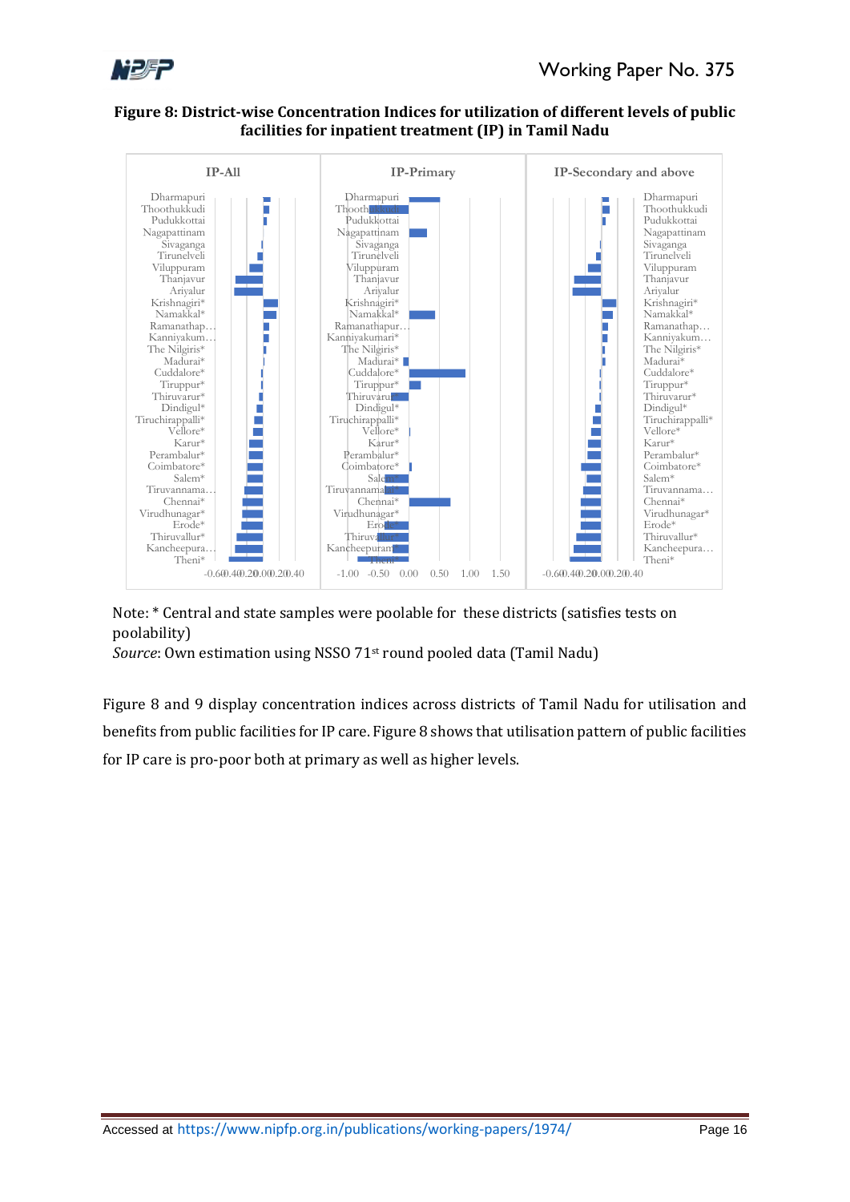**Figure 8: District-wise Concentration Indices for utilization of different levels of public facilities for inpatient treatment (IP) in Tamil Nadu**

IP-All

Dharmapuri
Thoothukkudi
Pudukkottai
Nagapattinam
Sivaganga
Tirunelveli
Viluppuram
Thanjavur
Ariyalur
Krishnagiri*
Namakkal*
Ramanathap…
Kanniyakum…
The Nilgiris*
Madurai*
Cuddalore*
Tiruppur*
Thiruvarur*
Dindigul*
Tiruchirappalli*
Vellore*
Karur*
Perambalur*
Coimbatore*
Salem*
Tiruvannama…
Chennai*
Virudhunagar*
Erode*
Thiruvallur*
Kancheepura…
Theni*

-0.60 -0.40 -0.20 0.00 0.20 0.40

IP-Primary

Dharmapuri
Thoothukkudi
Pudukkottai
Nagapattinam
Sivaganga
Tirunelveli
Viluppuram
Thanjavur
Ariyalur
Krishnagiri*
Namakkal*
Ramanathapur…
Kanniyakumari*
The Nilgiris*
Madurai*
Cuddalore*
Tiruppur*
Thiruvarur*
Dindigul*
Tiruchirappalli*
Vellore*
Karur*
Perambalur*
Coimbatore*
Salem*
Tiruvannamalai*
Chennai*
Virudhunagar*
Erode*
Thiruvallur*
Kancheepuram*
Theni*

-1.00 -0.50 0.00 0.50 1.00 1.50

IP-Secondary and above

Dharmapuri
Thoothukkudi
Pudukkottai
Nagapattinam
Sivaganga
Tirunelveli
Viluppuram
Thanjavur
Ariyalur
Krishnagiri*
Namakkal*
Ramanathap…
Kanniyakum…
The Nilgiris*
Madurai*
Cuddalore*
Tiruppur*
Thiruvarur*
Dindigul*
Tiruchirappalli*
Vellore*
Karur*
Perambalur*
Coimbatore*
Salem*
Tiruvannama…
Chennai*
Virudhunagar*
Erode*
Thiruvallur*
Kancheepura…
Theni*

-0.60 -0.40 -0.20 0.00 0.20 0.40

Note: * Central and state samples were poolable for these districts (satisfies tests on poolability)

*Source*: Own estimation using NSSO 71st round pooled data (Tamil Nadu)

Figure 8 and 9 display concentration indices across districts of Tamil Nadu for utilisation and benefits from public facilities for IP care. Figure 8 shows that utilisation pattern of public facilities for IP care is pro-poor both at primary as well as higher levels.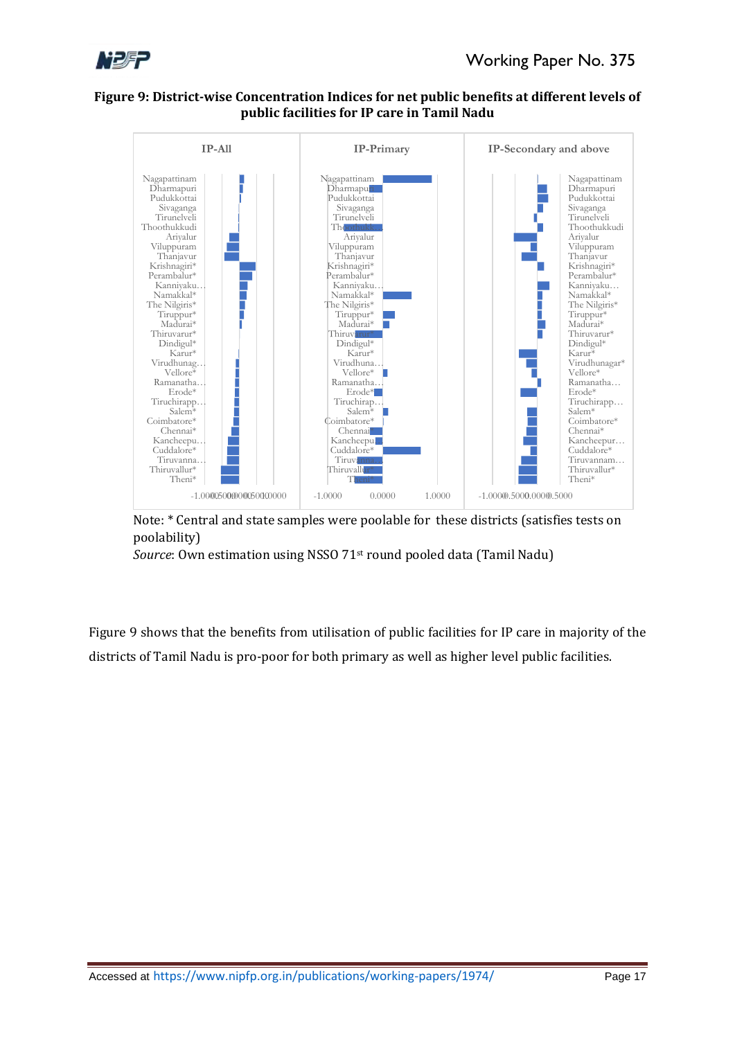**Figure 9: District-wise Concentration Indices for net public benefits at different levels of public facilities for IP care in Tamil Nadu**

IP-All

Nagapattinam
Dharmapuri
Pudukkottai
Sivaganga
Tirunelveli
Thoothukkudi
Ariyalur
Viluppuram
Thanjavur
Krishnagiri*
Perambalur*
Kanniyaku…
Namakkal*
The Nilgiris*
Tiruppur*
Madurai*
Thiruvarur*
Dindigul*
Karur*
Virudhunag…
Vellore*
Ramanatha…
Erode*
Tiruchirapp…
Salem*
Coimbatore*
Chennai*
Kancheepu…
Cuddalore*
Tiruvanna…
Thiruvallur*
Theni*

-1.0000 -0.5000 0.0000 0.5000 1.0000

IP-Primary

Nagapattinam
Dharmapuri
Pudukkottai
Sivaganga
Tirunelveli
Thoothukk…
Ariyalur
Viluppuram
Thanjavur
Krishnagiri*
Perambalur*
Kanniyaku…
Namakkal*
The Nilgiris*
Tiruppur*
Madurai*
Thiruvarur*
Dindigul*
Karur*
Virudhuna…
Vellore*
Ramanatha…
Erode*
Tiruchirap…
Salem*
Coimbatore*
Chennai*
Kancheepu…
Cuddalore*
Tiruvanna…
Thiruvallur*
Theni*

-1.0000 0.0000 1.0000

IP-Secondary and above

Nagapattinam
Dharmapuri
Pudukkottai
Sivaganga
Tirunelveli
Thoothukkudi
Ariyalur
Viluppuram
Thanjavur
Krishnagiri*
Perambalur*
Kanniyaku…
Namakkal*
The Nilgiris*
Tiruppur*
Madurai*
Thiruvarur*
Dindigul*
Karur*
Virudhunagar*
Vellore*
Ramanatha…
Erode*
Tiruchirapp…
Salem*
Coimbatore*
Chennai*
Kancheepur…
Cuddalore*
Tiruvannam…
Thiruvallur*
Theni*

-1.0000 -0.5000 0.0000 0.5000

Note: * Central and state samples were poolable for these districts (satisfies tests on poolability)

*Source*: Own estimation using NSSO 71st round pooled data (Tamil Nadu)

Figure 9 shows that the benefits from utilisation of public facilities for IP care in majority of the districts of Tamil Nadu is pro-poor for both primary as well as higher level public facilities.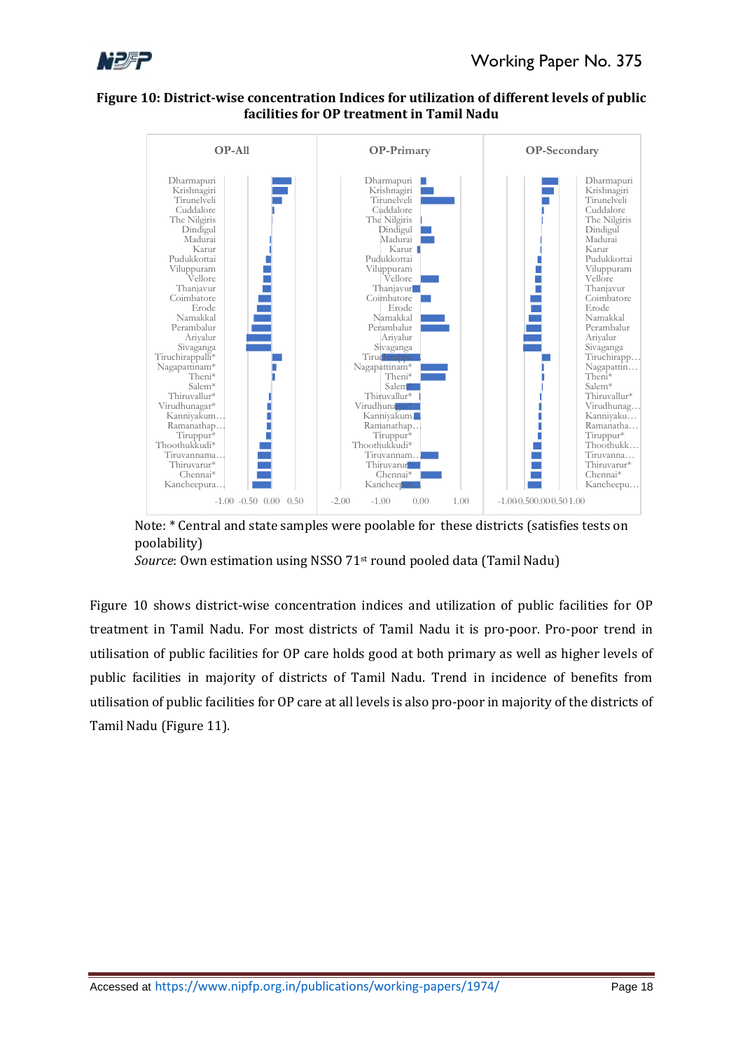**Figure 10: District-wise concentration Indices for utilization of different levels of public facilities for OP treatment in Tamil Nadu**

OP-All

Dharmapuri
Krishnagiri
Tirunelveli
Cuddalore
The Nilgiris
Dindigul
Madurai
Karur
Pudukkottai
Viluppuram
Vellore
Thanjavur
Coimbatore
Erode
Namakkal
Perambalur
Ariyalur
Sivaganga
Tiruchirappalli*
Nagapattinam*
Theni*
Salem*
Thiruvallur*
Virudhunagar*
Kanniyakum…
Ramanathap…
Tiruppur*
Thoothukkudi*
Tiruvannama…
Thiruvarur*
Chennai*
Kancheepura…

-1.00 -0.50 0.00 0.50

OP-Primary

Dharmapuri
Krishnagiri
Tirunelveli
Cuddalore
The Nilgiris
Dindigul
Madurai
Karur
Pudukkottai
Viluppuram
Vellore
Thanjavur
Coimbatore
Erode
Namakkal
Perambalur
Ariyalur
Sivaganga
Tiruchirappa…
Nagapattinam*
Theni*
Salem*
Thiruvallur*
Virudhunagar*
Kanniyakum…
Ramanathap…
Tiruppur*
Thoothukkudi*
Tiruvannam…
Thiruvarur*
Chennai*
Kancheepura…

-2.00 -1.00 0.00 1.00

OP-Secondary

Dharmapuri
Krishnagiri
Tirunelveli
Cuddalore
The Nilgiris
Dindigul
Madurai
Karur
Pudukkottai
Viluppuram
Vellore
Thanjavur
Coimbatore
Erode
Namakkal
Perambalur
Ariyalur
Sivaganga
Tiruchirapp…
Nagapattin…
Theni*
Salem*
Thiruvallur*
Virudhunag…
Kanniyaku…
Ramanatha…
Tiruppur*
Thoothukk…
Tiruvanna…
Thiruvarur*
Chennai*
Kancheepu…

-1.00-0.500.000.501.00

Note: * Central and state samples were poolable for these districts (satisfies tests on poolability)

*Source*: Own estimation using NSSO 71st round pooled data (Tamil Nadu)

Figure 10 shows district-wise concentration indices and utilization of public facilities for OP treatment in Tamil Nadu. For most districts of Tamil Nadu it is pro-poor. Pro-poor trend in utilisation of public facilities for OP care holds good at both primary as well as higher levels of public facilities in majority of districts of Tamil Nadu. Trend in incidence of benefits from utilisation of public facilities for OP care at all levels is also pro-poor in majority of the districts of Tamil Nadu (Figure 11).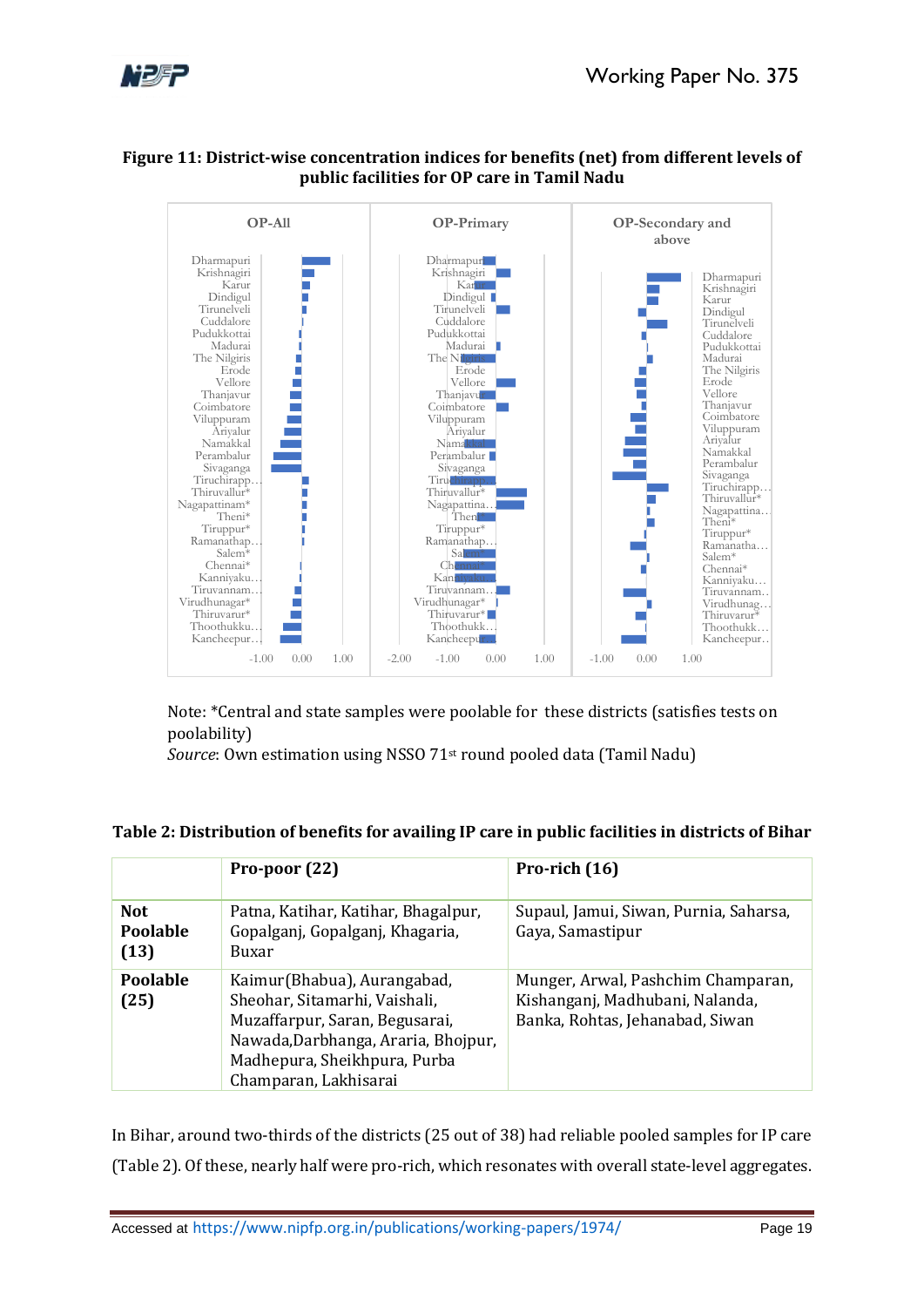**Figure 11: District-wise concentration indices for benefits (net) from different levels of public facilities for OP care in Tamil Nadu**

OP-All

Dharmapuri
Krishnagiri
Karur
Dindigul
Tirunelveli
Cuddalore
Pudukkottai
Madurai
The Nilgiris
Erode
Vellore
Thanjavur
Coimbatore
Viluppuram
Ariyalur
Namakkal
Perambalur
Sivaganga
Tiruchirapp...
Thiruvallur*
Nagapattinam*
Theni*
Tiruppur*
Ramanathap...
Salem*
Chennai*
Kanniyaku...
Tiruvannam...
Virudhunagar*
Thiruvarur*
Thoothukku...
Kancheepur...

-1.00 0.00 1.00

OP-Primary

Dharmapuri
Krishnagiri
Karur
Dindigul
Tirunelveli
Cuddalore
Pudukkottai
Madurai
The Nilgiris
Erode
Vellore
Thanjavur
Coimbatore
Viluppuram
Ariyalur
Namakkal
Perambalur
Sivaganga
Tiruchirapp...
Thiruvallur*
Nagapattina...
Theni*
Tiruppur*
Ramanathap...
Salem*
Chennai*
Kanniyaku...
Tiruvannam...
Virudhunagar*
Thiruvarur*
Thoothukk...
Kancheepu...

-2.00 -1.00 0.00 1.00

OP-Secondary and above

Dharmapuri
Krishnagiri
Karur
Dindigul
Tirunelveli
Cuddalore
Pudukkottai
Madurai
The Nilgiris
Erode
Vellore
Thanjavur
Coimbatore
Viluppuram
Ariyalur
Namakkal
Perambalur
Sivaganga
Tiruchirapp...
Thiruvallur*
Nagapattina...
Theni*
Tiruppur*
Ramanatha...
Salem*
Chennai*
Kanniyaku...
Tiruvannam...
Virudhunag...
Thiruvarur*
Thoothukk...
Kancheepur...

-1.00 0.00 1.00

Note: *Central and state samples were poolable for these districts (satisfies tests on poolability)

*Source*: Own estimation using NSSO 71st round pooled data (Tamil Nadu)

**Table 2: Distribution of benefits for availing IP care in public facilities in districts of Bihar**

| | **Pro-poor (22)** | **Pro-rich (16)** |
|---|---|---|
| **Not Poolable (13)** | Patna, Katihar, Katihar, Bhagalpur, Gopalganj, Gopalganj, Khagaria, Buxar | Supaul, Jamui, Siwan, Purnia, Saharsa, Gaya, Samastipur |
| **Poolable (25)** | Kaimur(Bhabua), Aurangabad, Sheohar, Sitamarhi, Vaishali, Muzaffarpur, Saran, Begusarai, Nawada,Darbhanga, Araria, Bhojpur, Madhepura, Sheikhpura, Purba Champaran, Lakhisarai | Munger, Arwal, Paschhim Champaran, Kishanganj, Madhubani, Nalanda, Banka, Rohtas, Jehanabad, Siwan |

In Bihar, around two-thirds of the districts (25 out of 38) had reliable pooled samples for IP care (Table 2). Of these, nearly half were pro-rich, which resonates with overall state-level aggregates.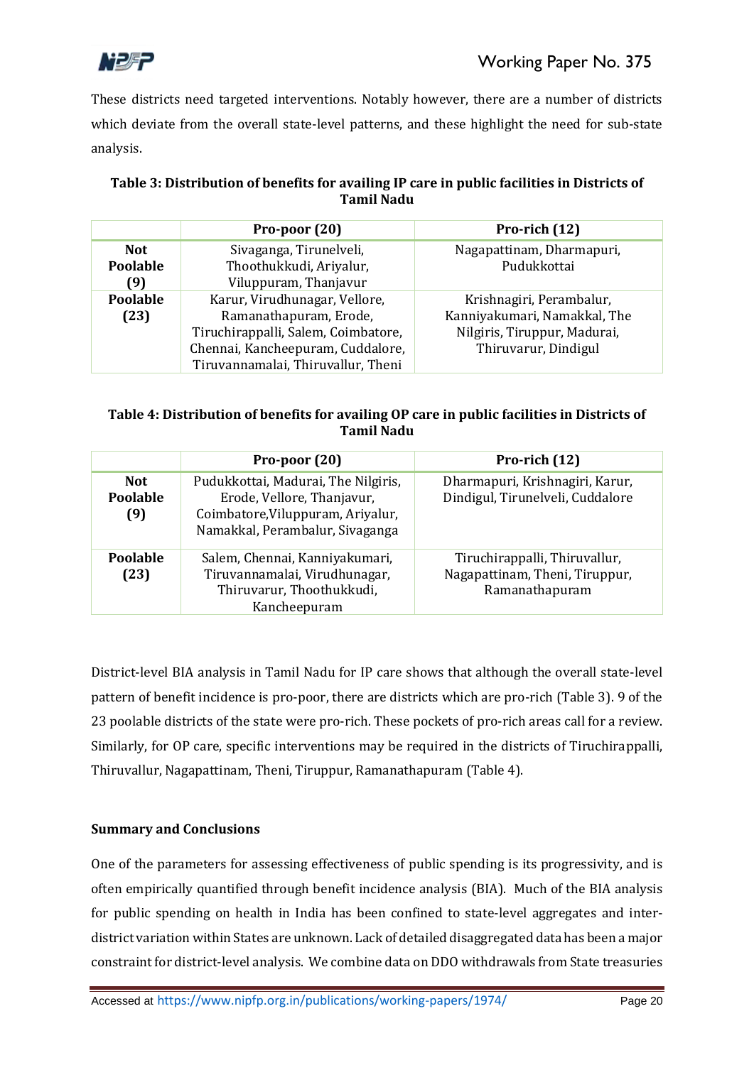These districts need targeted interventions. Notably however, there are a number of districts which deviate from the overall state-level patterns, and these highlight the need for sub-state analysis.

**Table 3: Distribution of benefits for availing IP care in public facilities in Districts of Tamil Nadu**

| | Pro-poor (20) | Pro-rich (12) |
|---|---|---|
| **Not Poolable (9)** | Sivaganga, Tirunelveli, Thoothukkudi, Ariyalur, Viluppuram, Thanjavur | Nagapattinam, Dharmapuri, Pudukkottai |
| **Poolable (23)** | Karur, Virudhunagar, Vellore, Ramanathapuram, Erode, Tiruchirappalli, Salem, Coimbatore, Chennai, Kancheepuram, Cuddalore, Tiruvannamalai, Thiruvallur, Theni | Krishnagiri, Perambalur, Kanniyakumari, Namakkal, The Nilgiris, Tiruppur, Madurai, Thiruvarur, Dindigul |

**Table 4: Distribution of benefits for availing OP care in public facilities in Districts of Tamil Nadu**

| | Pro-poor (20) | Pro-rich (12) |
|---|---|---|
| **Not Poolable (9)** | Pudukkottai, Madurai, The Nilgiris, Erode, Vellore, Thanjavur, Coimbatore,Viluppuram, Ariyalur, Namakkal, Perambalur, Sivaganga | Dharmapuri, Krishnagiri, Karur, Dindigul, Tirunelveli, Cuddalore |
| **Poolable (23)** | Salem, Chennai, Kanniyakumari, Tiruvannamalai, Virudhunagar, Thiruvarur, Thoothukkudi, Kancheepuram | Tiruchirappalli, Thiruvallur, Nagapattinam, Theni, Tiruppur, Ramanathapuram |

District-level BIA analysis in Tamil Nadu for IP care shows that although the overall state-level pattern of benefit incidence is pro-poor, there are districts which are pro-rich (Table 3). 9 of the 23 poolable districts of the state were pro-rich. These pockets of pro-rich areas call for a review. Similarly, for OP care, specific interventions may be required in the districts of Tiruchirappalli, Thiruvallur, Nagapattinam, Theni, Tiruppur, Ramanathapuram (Table 4).

## Summary and Conclusions

One of the parameters for assessing effectiveness of public spending is its progressivity, and is often empirically quantified through benefit incidence analysis (BIA). Much of the BIA analysis for public spending on health in India has been confined to state-level aggregates and inter-district variation within States are unknown. Lack of detailed disaggregated data has been a major constraint for district-level analysis. We combine data on DDO withdrawals from State treasuries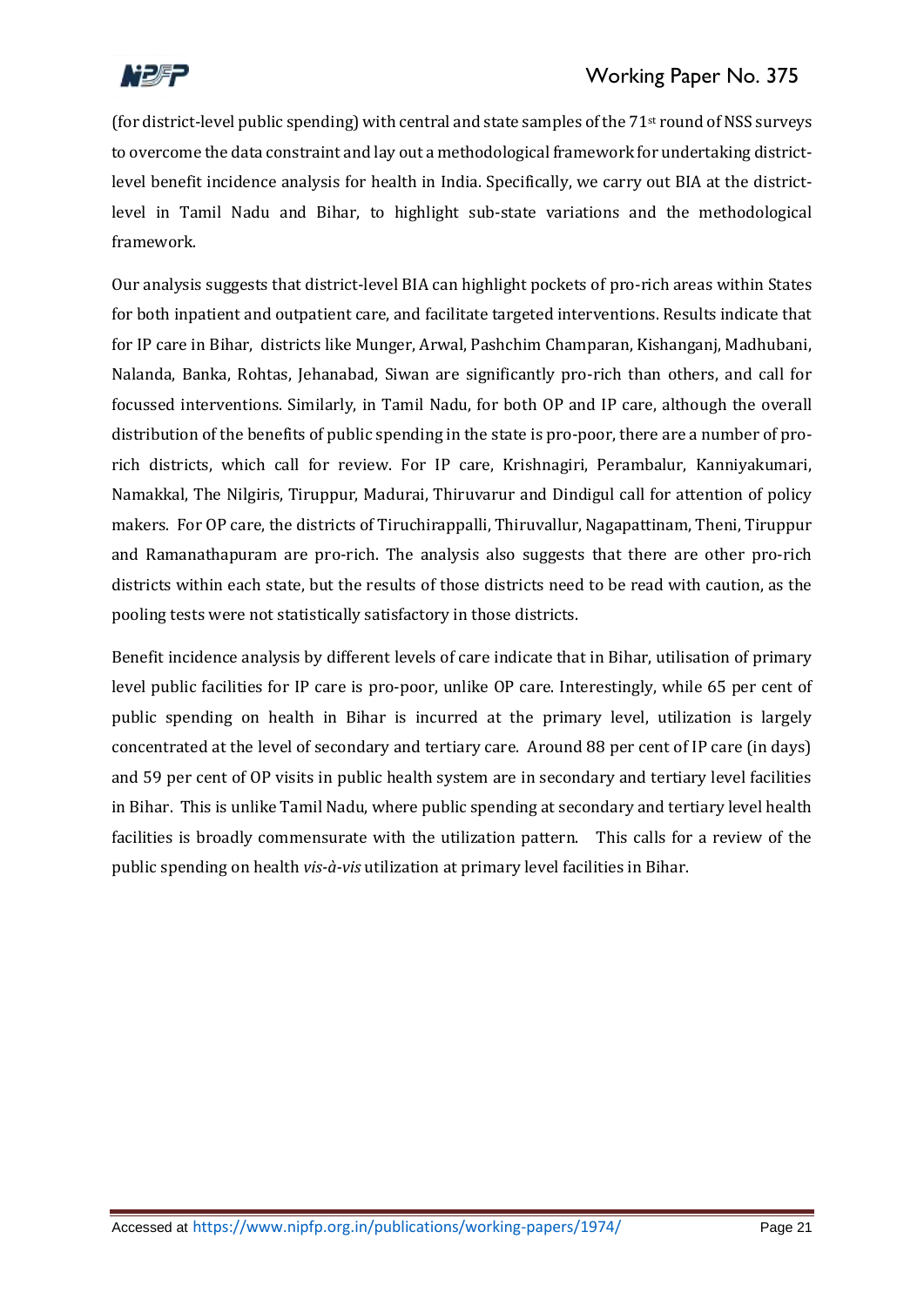(for district-level public spending) with central and state samples of the 71st round of NSS surveys to overcome the data constraint and lay out a methodological framework for undertaking district-level benefit incidence analysis for health in India. Specifically, we carry out BIA at the district-level in Tamil Nadu and Bihar, to highlight sub-state variations and the methodological framework.

Our analysis suggests that district-level BIA can highlight pockets of pro-rich areas within States for both inpatient and outpatient care, and facilitate targeted interventions. Results indicate that for IP care in Bihar, districts like Munger, Arwal, Pashchim Champaran, Kishanganj, Madhubani, Nalanda, Banka, Rohtas, Jehanabad, Siwan are significantly pro-rich than others, and call for focussed interventions. Similarly, in Tamil Nadu, for both OP and IP care, although the overall distribution of the benefits of public spending in the state is pro-poor, there are a number of pro-rich districts, which call for review. For IP care, Krishnagiri, Perambalur, Kanniyakumari, Namakkal, The Nilgiris, Tiruppur, Madurai, Thiruvarur and Dindigul call for attention of policy makers. For OP care, the districts of Tiruchirappalli, Thiruvallur, Nagapattinam, Theni, Tiruppur and Ramanathapuram are pro-rich. The analysis also suggests that there are other pro-rich districts within each state, but the results of those districts need to be read with caution, as the pooling tests were not statistically satisfactory in those districts.

Benefit incidence analysis by different levels of care indicate that in Bihar, utilisation of primary level public facilities for IP care is pro-poor, unlike OP care. Interestingly, while 65 per cent of public spending on health in Bihar is incurred at the primary level, utilization is largely concentrated at the level of secondary and tertiary care. Around 88 per cent of IP care (in days) and 59 per cent of OP visits in public health system are in secondary and tertiary level facilities in Bihar. This is unlike Tamil Nadu, where public spending at secondary and tertiary level health facilities is broadly commensurate with the utilization pattern. This calls for a review of the public spending on health *vis-à-vis* utilization at primary level facilities in Bihar.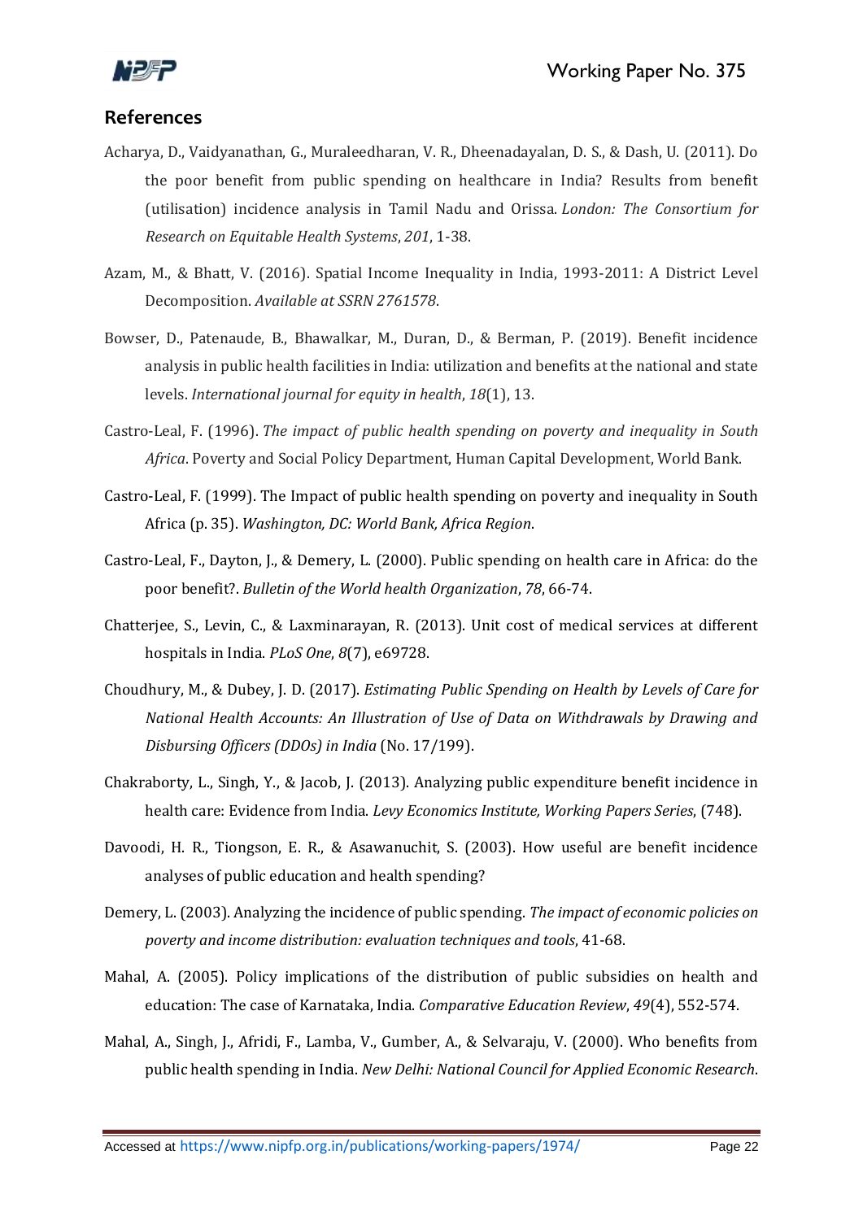## References

Acharya, D., Vaidyanathan, G., Muraleedharan, V. R., Dheenadayalan, D. S., & Dash, U. (2011). Do the poor benefit from public spending on healthcare in India? Results from benefit (utilisation) incidence analysis in Tamil Nadu and Orissa. *London: The Consortium for Research on Equitable Health Systems*, *201*, 1-38.

Azam, M., & Bhatt, V. (2016). Spatial Income Inequality in India, 1993-2011: A District Level Decomposition. *Available at SSRN 2761578*.

Bowser, D., Patenaude, B., Bhawalkar, M., Duran, D., & Berman, P. (2019). Benefit incidence analysis in public health facilities in India: utilization and benefits at the national and state levels. *International journal for equity in health*, *18*(1), 13.

Castro-Leal, F. (1996). *The impact of public health spending on poverty and inequality in South Africa*. Poverty and Social Policy Department, Human Capital Development, World Bank.

Castro-Leal, F. (1999). The Impact of public health spending on poverty and inequality in South Africa (p. 35). *Washington, DC: World Bank, Africa Region*.

Castro-Leal, F., Dayton, J., & Demery, L. (2000). Public spending on health care in Africa: do the poor benefit?. *Bulletin of the World health Organization*, *78*, 66-74.

Chatterjee, S., Levin, C., & Laxminarayan, R. (2013). Unit cost of medical services at different hospitals in India. *PLoS One*, *8*(7), e69728.

Choudhury, M., & Dubey, J. D. (2017). *Estimating Public Spending on Health by Levels of Care for National Health Accounts: An Illustration of Use of Data on Withdrawals by Drawing and Disbursing Officers (DDOs) in India* (No. 17/199).

Chakraborty, L., Singh, Y., & Jacob, J. (2013). Analyzing public expenditure benefit incidence in health care: Evidence from India. *Levy Economics Institute, Working Papers Series*, (748).

Davoodi, H. R., Tiongson, E. R., & Asawanuchit, S. (2003). How useful are benefit incidence analyses of public education and health spending?

Demery, L. (2003). Analyzing the incidence of public spending. *The impact of economic policies on poverty and income distribution: evaluation techniques and tools*, 41-68.

Mahal, A. (2005). Policy implications of the distribution of public subsidies on health and education: The case of Karnataka, India. *Comparative Education Review*, *49*(4), 552-574.

Mahal, A., Singh, J., Afridi, F., Lamba, V., Gumber, A., & Selvaraju, V. (2000). Who benefits from public health spending in India. *New Delhi: National Council for Applied Economic Research*.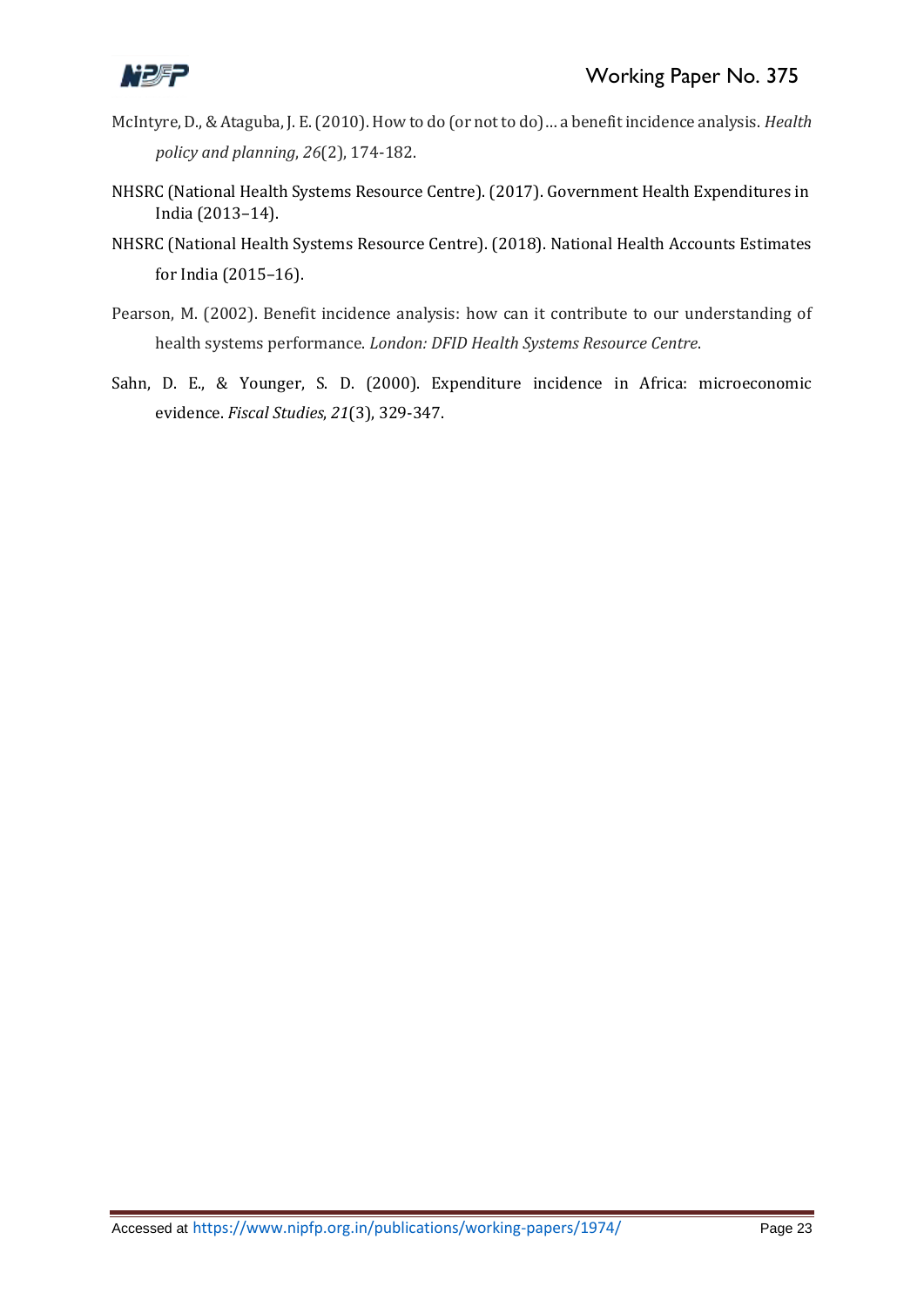McIntyre, D., & Ataguba, J. E. (2010). How to do (or not to do)… a benefit incidence analysis. *Health policy and planning*, *26*(2), 174-182.

NHSRC (National Health Systems Resource Centre). (2017). Government Health Expenditures in India (2013–14).

NHSRC (National Health Systems Resource Centre). (2018). National Health Accounts Estimates for India (2015–16).

Pearson, M. (2002). Benefit incidence analysis: how can it contribute to our understanding of health systems performance. *London: DFID Health Systems Resource Centre*.

Sahn, D. E., & Younger, S. D. (2000). Expenditure incidence in Africa: microeconomic evidence. *Fiscal Studies*, *21*(3), 329-347.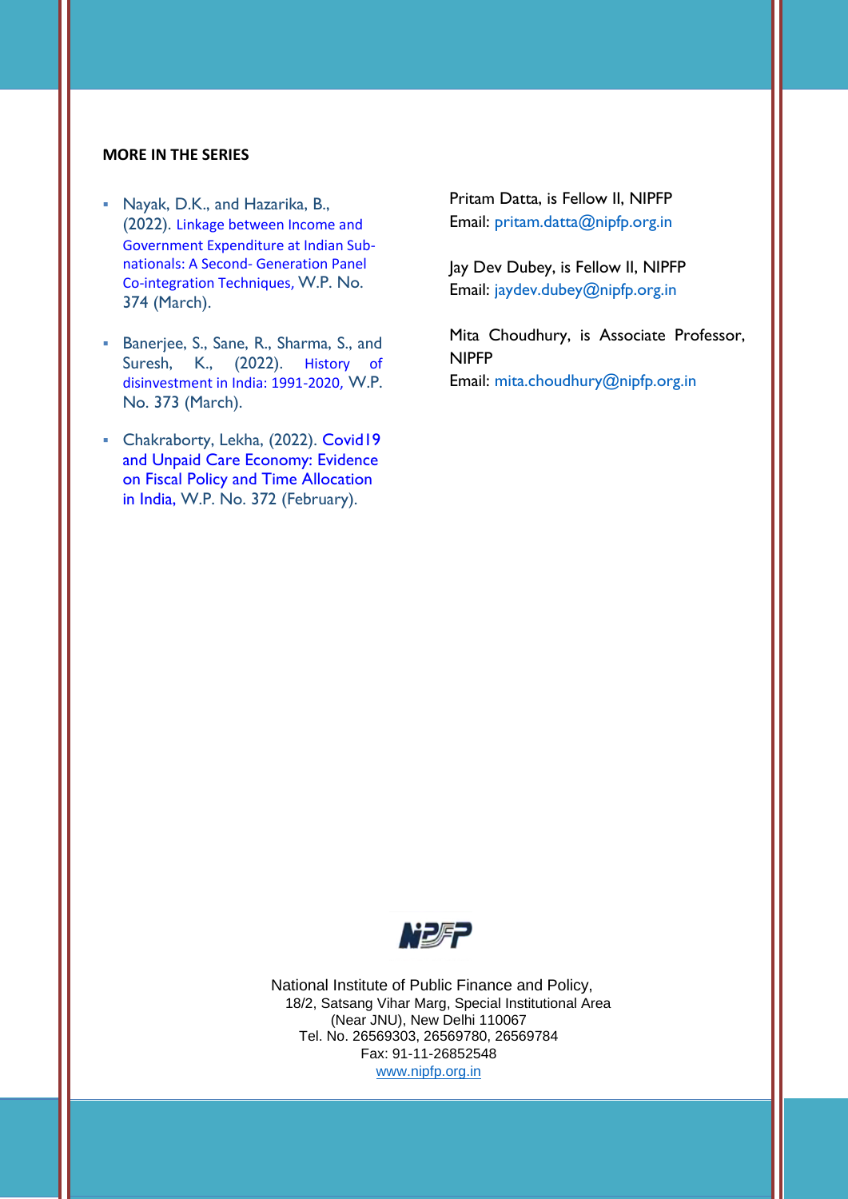**MORE IN THE SERIES**

- Nayak, D.K., and Hazarika, B., (2022). Linkage between Income and Government Expenditure at Indian Sub-nationals: A Second- Generation Panel Co-integration Techniques, W.P. No. 374 (March).
- Banerjee, S., Sane, R., Sharma, S., and Suresh, K., (2022). History of disinvestment in India: 1991-2020, W.P. No. 373 (March).
- Chakraborty, Lekha, (2022). Covid19 and Unpaid Care Economy: Evidence on Fiscal Policy and Time Allocation in India, W.P. No. 372 (February).

Pritam Datta, is Fellow II, NIPFP
Email: pritam.datta@nipfp.org.in

Jay Dev Dubey, is Fellow II, NIPFP
Email: jaydev.dubey@nipfp.org.in

Mita Choudhury, is Associate Professor, NIPFP
Email: mita.choudhury@nipfp.org.in

NIPFP

National Institute of Public Finance and Policy,
18/2, Satsang Vihar Marg, Special Institutional Area
(Near JNU), New Delhi 110067
Tel. No. 26569303, 26569780, 26569784
Fax: 91-11-26852548
www.nipfp.org.in